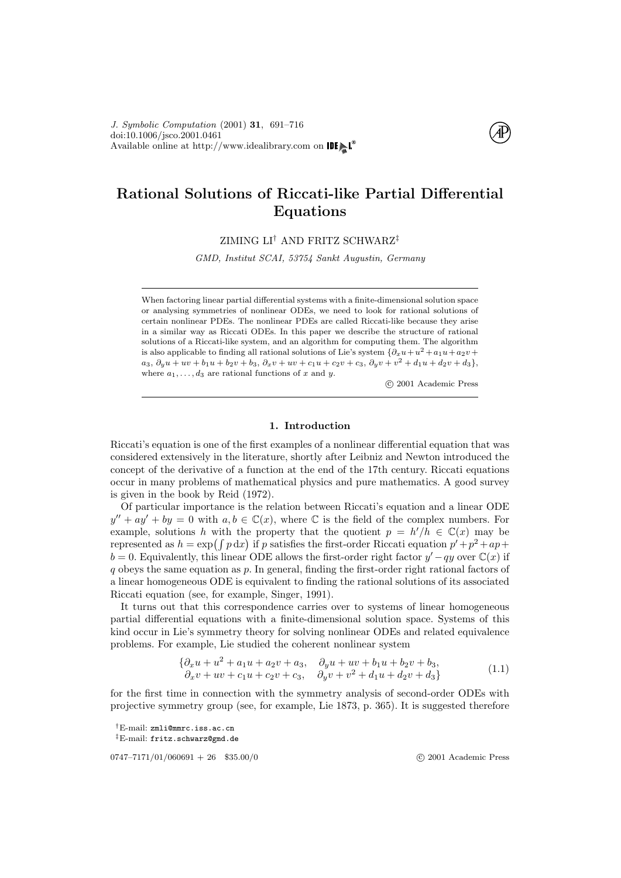# Rational Solutions of Riccati-like Partial Differential Equations

ZIMING LI[†] AND FRITZ SCHWARZ[‡]

*GMD, Institut SCAI, 53754 Sankt Augustin, Germany*

---

When factoring linear partial differential systems with a finite-dimensional solution space or analysing symmetries of nonlinear ODEs, we need to look for rational solutions of certain nonlinear PDEs. The nonlinear PDEs are called Riccati-like because they arise in a similar way as Riccati ODEs. In this paper we describe the structure of rational solutions of a Riccati-like system, and an algorithm for computing them. The algorithm is also applicable to finding all rational solutions of Lie's system $\{\partial_x u + u^2 + a_1 u + a_2 v + a_3,\ \partial_y u + uv + b_1 u + b_2 v + b_3,\ \partial_x v + uv + c_1 u + c_2 v + c_3,\ \partial_y v + v^2 + d_1 u + d_2 v + d_3\}$, where $a_1, \ldots, d_3$ are rational functions of $x$ and $y$.

© 2001 Academic Press

---

## 1. Introduction

Riccati's equation is one of the first examples of a nonlinear differential equation that was considered extensively in the literature, shortly after Leibniz and Newton introduced the concept of the derivative of a function at the end of the 17th century. Riccati equations occur in many problems of mathematical physics and pure mathematics. A good survey is given in the book by Reid (1972).

Of particular importance is the relation between Riccati's equation and a linear ODE $y'' + ay' + by = 0$ with $a, b \in \mathbb{C}(x)$, where $\mathbb{C}$ is the field of the complex numbers. For example, solutions $h$ with the property that the quotient $p = h'/h \in \mathbb{C}(x)$ may be represented as $h = \exp\left(\int p\,\mathrm{d}x\right)$ if $p$ satisfies the first-order Riccati equation $p' + p^2 + ap + b = 0$. Equivalently, this linear ODE allows the first-order right factor $y' - qy$ over $\mathbb{C}(x)$ if $q$ obeys the same equation as $p$. In general, finding the first-order right rational factors of a linear homogeneous ODE is equivalent to finding the rational solutions of its associated Riccati equation (see, for example, Singer, 1991).

It turns out that this correspondence carries over to systems of linear homogeneous partial differential equations with a finite-dimensional solution space. Systems of this kind occur in Lie's symmetry theory for solving nonlinear ODEs and related equivalence problems. For example, Lie studied the coherent nonlinear system

$$\begin{aligned}\{\partial_x u + u^2 + a_1 u + a_2 v + a_3, &\quad \partial_y u + uv + b_1 u + b_2 v + b_3,\\ \partial_x v + uv + c_1 u + c_2 v + c_3, &\quad \partial_y v + v^2 + d_1 u + d_2 v + d_3\}\end{aligned} \tag{1.1}$$

for the first time in connection with the symmetry analysis of second-order ODEs with projective symmetry group (see, for example, Lie 1873, p. 365). It is suggested therefore

[†]E-mail: zmli@mmrc.iss.ac.cn

[‡]E-mail: fritz.schwarz@gmd.de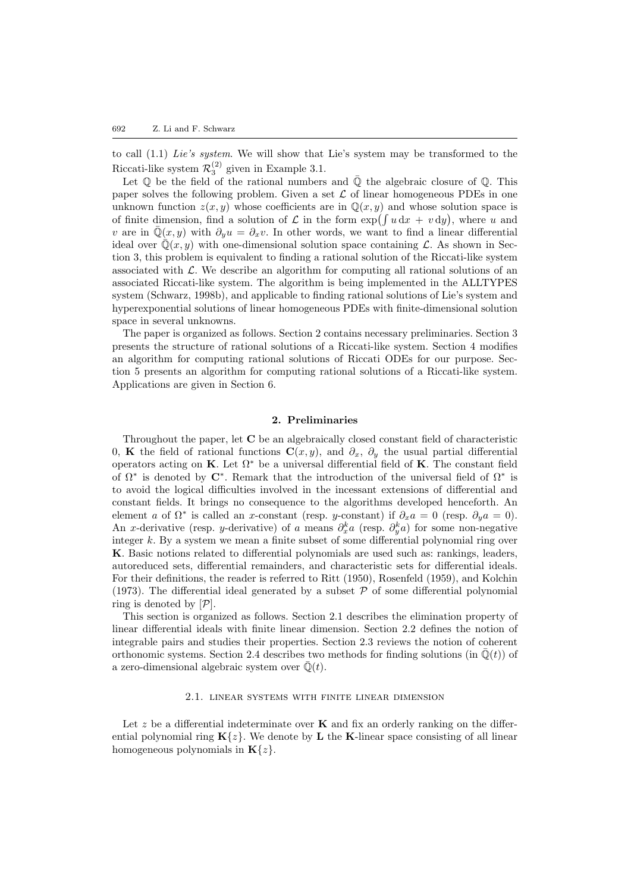to call (1.1) *Lie's system*. We will show that Lie's system may be transformed to the Riccati-like system $\mathcal{R}_3^{(2)}$ given in Example 3.1.

Let $\mathbb{Q}$ be the field of the rational numbers and $\bar{\mathbb{Q}}$ the algebraic closure of $\mathbb{Q}$. This paper solves the following problem. Given a set $\mathcal{L}$ of linear homogeneous PDEs in one unknown function $z(x, y)$ whose coefficients are in $\mathbb{Q}(x, y)$ and whose solution space is of finite dimension, find a solution of $\mathcal{L}$ in the form $\exp\left(\int u\,\mathrm{d}x + v\,\mathrm{d}y\right)$, where $u$ and $v$ are in $\bar{\mathbb{Q}}(x, y)$ with $\partial_y u = \partial_x v$. In other words, we want to find a linear differential ideal over $\bar{\mathbb{Q}}(x, y)$ with one-dimensional solution space containing $\mathcal{L}$. As shown in Section 3, this problem is equivalent to finding a rational solution of the Riccati-like system associated with $\mathcal{L}$. We describe an algorithm for computing all rational solutions of an associated Riccati-like system. The algorithm is being implemented in the ALLTYPES system (Schwarz, 1998b), and applicable to finding rational solutions of Lie's system and hyperexponential solutions of linear homogeneous PDEs with finite-dimensional solution space in several unknowns.

The paper is organized as follows. Section 2 contains necessary preliminaries. Section 3 presents the structure of rational solutions of a Riccati-like system. Section 4 modifies an algorithm for computing rational solutions of Riccati ODEs for our purpose. Section 5 presents an algorithm for computing rational solutions of a Riccati-like system. Applications are given in Section 6.

## 2. Preliminaries

Throughout the paper, let $\mathbf{C}$ be an algebraically closed constant field of characteristic 0, $\mathbf{K}$ the field of rational functions $\mathbf{C}(x, y)$, and $\partial_x$, $\partial_y$ the usual partial differential operators acting on $\mathbf{K}$. Let $\Omega^*$ be a universal differential field of $\mathbf{K}$. The constant field of $\Omega^*$ is denoted by $\mathbf{C}^*$. Remark that the introduction of the universal field of $\Omega^*$ is to avoid the logical difficulties involved in the incessant extensions of differential and constant fields. It brings no consequence to the algorithms developed henceforth. An element $a$ of $\Omega^*$ is called an $x$-constant (resp. $y$-constant) if $\partial_x a = 0$ (resp. $\partial_y a = 0$). An $x$-derivative (resp. $y$-derivative) of $a$ means $\partial_x^k a$ (resp. $\partial_y^k a$) for some non-negative integer $k$. By a system we mean a finite subset of some differential polynomial ring over $\mathbf{K}$. Basic notions related to differential polynomials are used such as: rankings, leaders, autoreduced sets, differential remainders, and characteristic sets for differential ideals. For their definitions, the reader is referred to Ritt (1950), Rosenfeld (1959), and Kolchin (1973). The differential ideal generated by a subset $\mathcal{P}$ of some differential polynomial ring is denoted by $[\mathcal{P}]$.

This section is organized as follows. Section 2.1 describes the elimination property of linear differential ideals with finite linear dimension. Section 2.2 defines the notion of integrable pairs and studies their properties. Section 2.3 reviews the notion of coherent orthonomic systems. Section 2.4 describes two methods for finding solutions (in $\bar{\mathbb{Q}}(t)$) of a zero-dimensional algebraic system over $\bar{\mathbb{Q}}(t)$.

### 2.1. Linear systems with finite linear dimension

Let $z$ be a differential indeterminate over $\mathbf{K}$ and fix an orderly ranking on the differential polynomial ring $\mathbf{K}\{z\}$. We denote by $\mathbf{L}$ the $\mathbf{K}$-linear space consisting of all linear homogeneous polynomials in $\mathbf{K}\{z\}$.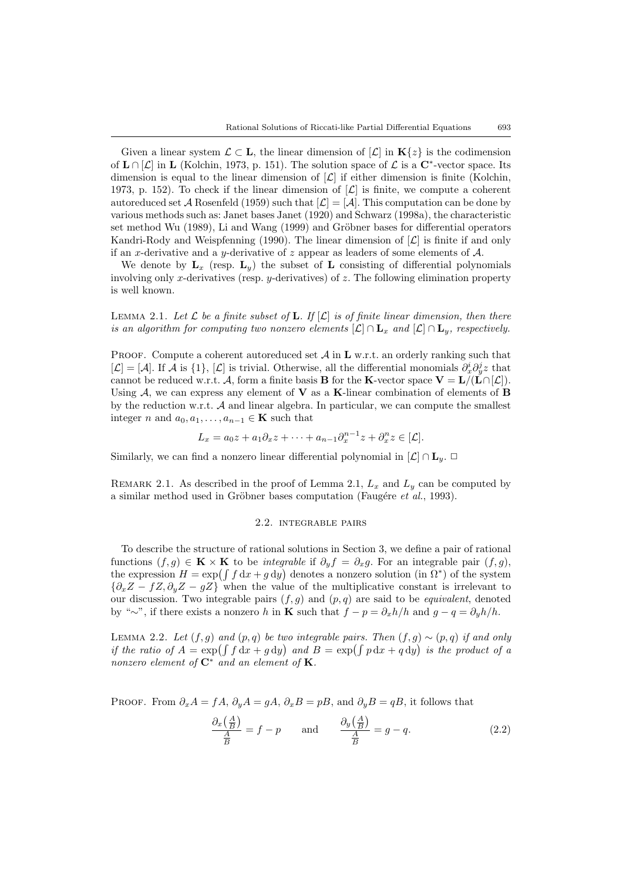Given a linear system $\mathcal{L} \subset \mathbf{L}$, the linear dimension of $[\mathcal{L}]$ in $\mathbf{K}\{z\}$ is the codimension of $\mathbf{L} \cap [\mathcal{L}]$ in $\mathbf{L}$ (Kolchin, 1973, p. 151). The solution space of $\mathcal{L}$ is a $\mathbf{C}^*$-vector space. Its dimension is equal to the linear dimension of $[\mathcal{L}]$ if either dimension is finite (Kolchin, 1973, p. 152). To check if the linear dimension of $[\mathcal{L}]$ is finite, we compute a coherent autoreduced set $\mathcal{A}$ Rosenfeld (1959) such that $[\mathcal{L}] = [\mathcal{A}]$. This computation can be done by various methods such as: Janet bases Janet (1920) and Schwarz (1998a), the characteristic set method Wu (1989), Li and Wang (1999) and Gröbner bases for differential operators Kandri-Rody and Weispfenning (1990). The linear dimension of $[\mathcal{L}]$ is finite if and only if an $x$-derivative and a $y$-derivative of $z$ appear as leaders of some elements of $\mathcal{A}$.

We denote by $\mathbf{L}_x$ (resp. $\mathbf{L}_y$) the subset of $\mathbf{L}$ consisting of differential polynomials involving only $x$-derivatives (resp. $y$-derivatives) of $z$. The following elimination property is well known.

Lemma 2.1. *Let $\mathcal{L}$ be a finite subset of $\mathbf{L}$. If $[\mathcal{L}]$ is of finite linear dimension, then there is an algorithm for computing two nonzero elements $[\mathcal{L}] \cap \mathbf{L}_x$ and $[\mathcal{L}] \cap \mathbf{L}_y$, respectively.*

Proof. Compute a coherent autoreduced set $\mathcal{A}$ in $\mathbf{L}$ w.r.t. an orderly ranking such that $[\mathcal{L}] = [\mathcal{A}]$. If $\mathcal{A}$ is $\{1\}$, $[\mathcal{L}]$ is trivial. Otherwise, all the differential monomials $\partial_x^i \partial_y^j z$ that cannot be reduced w.r.t. $\mathcal{A}$, form a finite basis $\mathbf{B}$ for the $\mathbf{K}$-vector space $\mathbf{V} = \mathbf{L}/(\mathbf{L} \cap [\mathcal{L}])$. Using $\mathcal{A}$, we can express any element of $\mathbf{V}$ as a $\mathbf{K}$-linear combination of elements of $\mathbf{B}$ by the reduction w.r.t. $\mathcal{A}$ and linear algebra. In particular, we can compute the smallest integer $n$ and $a_0, a_1, \ldots, a_{n-1} \in \mathbf{K}$ such that

$$L_x = a_0 z + a_1 \partial_x z + \cdots + a_{n-1} \partial_x^{n-1} z + \partial_x^n z \in [\mathcal{L}].$$

Similarly, we can find a nonzero linear differential polynomial in $[\mathcal{L}] \cap \mathbf{L}_y$. $\square$

Remark 2.1. As described in the proof of Lemma 2.1, $L_x$ and $L_y$ can be computed by a similar method used in Gröbner bases computation (Faugére *et al.*, 1993).

### 2.2. integrable pairs

To describe the structure of rational solutions in Section 3, we define a pair of rational functions $(f, g) \in \mathbf{K} \times \mathbf{K}$ to be *integrable* if $\partial_y f = \partial_x g$. For an integrable pair $(f, g)$, the expression $H = \exp\left(\int f\,\mathrm{d}x + g\,\mathrm{d}y\right)$ denotes a nonzero solution (in $\Omega^*$) of the system $\{\partial_x Z - fZ, \partial_y Z - gZ\}$ when the value of the multiplicative constant is irrelevant to our discussion. Two integrable pairs $(f, g)$ and $(p, q)$ are said to be *equivalent*, denoted by "$\sim$", if there exists a nonzero $h$ in $\mathbf{K}$ such that $f - p = \partial_x h/h$ and $g - q = \partial_y h/h$.

Lemma 2.2. *Let $(f, g)$ and $(p, q)$ be two integrable pairs. Then $(f, g) \sim (p, q)$ if and only if the ratio of $A = \exp\left(\int f\,\mathrm{d}x + g\,\mathrm{d}y\right)$ and $B = \exp\left(\int p\,\mathrm{d}x + q\,\mathrm{d}y\right)$ is the product of a nonzero element of $\mathbf{C}^*$ and an element of $\mathbf{K}$.*

Proof. From $\partial_x A = fA$, $\partial_y A = gA$, $\partial_x B = pB$, and $\partial_y B = qB$, it follows that

$$\frac{\partial_x\left(\frac{A}{B}\right)}{\frac{A}{B}} = f - p \qquad \text{and} \qquad \frac{\partial_y\left(\frac{A}{B}\right)}{\frac{A}{B}} = g - q. \tag{2.2}$$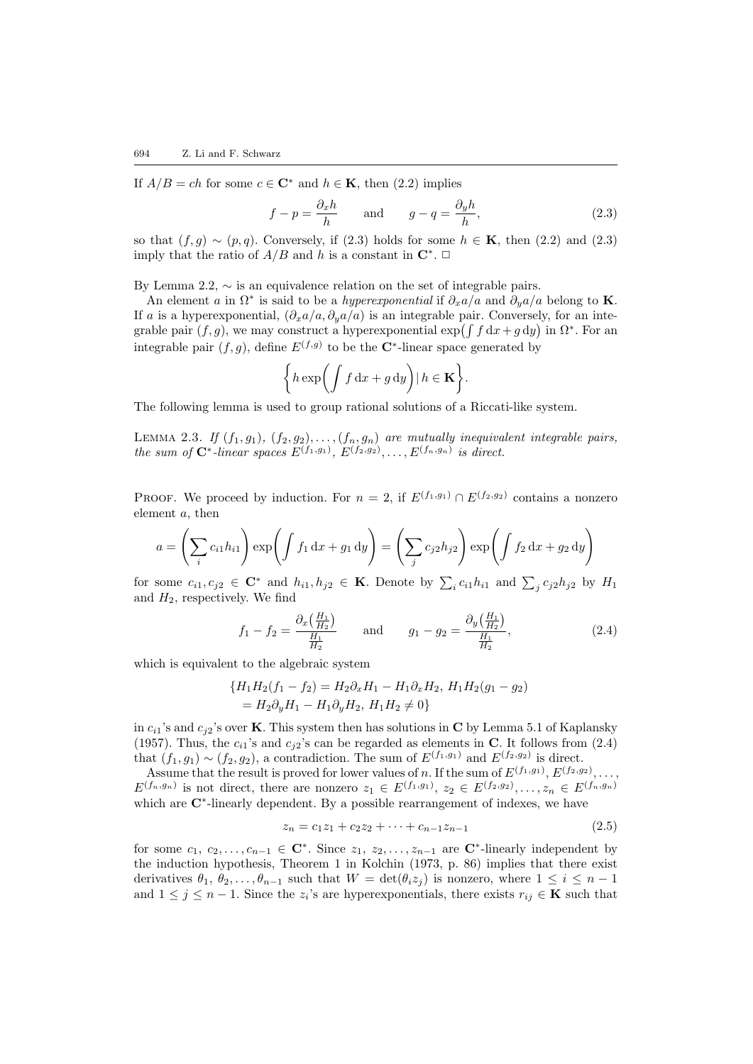If $A/B = ch$ for some $c \in \mathbf{C}^*$ and $h \in \mathbf{K}$, then (2.2) implies

$$f - p = \frac{\partial_x h}{h} \qquad \text{and} \qquad g - q = \frac{\partial_y h}{h}, \tag{2.3}$$

so that $(f, g) \sim (p, q)$. Conversely, if (2.3) holds for some $h \in \mathbf{K}$, then (2.2) and (2.3) imply that the ratio of $A/B$ and $h$ is a constant in $\mathbf{C}^*$. $\square$

By Lemma 2.2, $\sim$ is an equivalence relation on the set of integrable pairs.

An element $a$ in $\Omega^*$ is said to be a *hyperexponential* if $\partial_x a/a$ and $\partial_y a/a$ belong to $\mathbf{K}$. If $a$ is a hyperexponential, $(\partial_x a/a, \partial_y a/a)$ is an integrable pair. Conversely, for an integrable pair $(f, g)$, we may construct a hyperexponential $\exp\left(\int f \, \mathrm{d}x + g \, \mathrm{d}y\right)$ in $\Omega^*$. For an integrable pair $(f, g)$, define $E^{(f,g)}$ to be the $\mathbf{C}^*$-linear space generated by

$$\left\{ h \exp\left( \int f \, \mathrm{d}x + g \, \mathrm{d}y \right) \mid h \in \mathbf{K} \right\}.$$

The following lemma is used to group rational solutions of a Riccati-like system.

Lemma 2.3. *If $(f_1, g_1), (f_2, g_2), \ldots, (f_n, g_n)$ are mutually inequivalent integrable pairs, the sum of $\mathbf{C}^*$-linear spaces $E^{(f_1,g_1)}, E^{(f_2,g_2)}, \ldots, E^{(f_n,g_n)}$ is direct.*

Proof. We proceed by induction. For $n = 2$, if $E^{(f_1,g_1)} \cap E^{(f_2,g_2)}$ contains a nonzero element $a$, then

$$a = \left( \sum_i c_{i1} h_{i1} \right) \exp\left( \int f_1 \, \mathrm{d}x + g_1 \, \mathrm{d}y \right) = \left( \sum_j c_{j2} h_{j2} \right) \exp\left( \int f_2 \, \mathrm{d}x + g_2 \, \mathrm{d}y \right)$$

for some $c_{i1}, c_{j2} \in \mathbf{C}^*$ and $h_{i1}, h_{j2} \in \mathbf{K}$. Denote by $\sum_i c_{i1} h_{i1}$ and $\sum_j c_{j2} h_{j2}$ by $H_1$ and $H_2$, respectively. We find

$$f_1 - f_2 = \frac{\partial_x \left( \frac{H_1}{H_2} \right)}{\frac{H_1}{H_2}} \qquad \text{and} \qquad g_1 - g_2 = \frac{\partial_y \left( \frac{H_1}{H_2} \right)}{\frac{H_1}{H_2}}, \tag{2.4}$$

which is equivalent to the algebraic system

$$\begin{aligned} \{ H_1 H_2 (f_1 - f_2) &= H_2 \partial_x H_1 - H_1 \partial_x H_2, \; H_1 H_2 (g_1 - g_2) \\ &= H_2 \partial_y H_1 - H_1 \partial_y H_2, \; H_1 H_2 \neq 0 \} \end{aligned}$$

in $c_{i1}$'s and $c_{j2}$'s over $\mathbf{K}$. This system then has solutions in $\mathbf{C}$ by Lemma 5.1 of Kaplansky (1957). Thus, the $c_{i1}$'s and $c_{j2}$'s can be regarded as elements in $\mathbf{C}$. It follows from (2.4) that $(f_1, g_1) \sim (f_2, g_2)$, a contradiction. The sum of $E^{(f_1,g_1)}$ and $E^{(f_2,g_2)}$ is direct.

Assume that the result is proved for lower values of $n$. If the sum of $E^{(f_1,g_1)}, E^{(f_2,g_2)}, \ldots, E^{(f_n,g_n)}$ is not direct, there are nonzero $z_1 \in E^{(f_1,g_1)}, z_2 \in E^{(f_2,g_2)}, \ldots, z_n \in E^{(f_n,g_n)}$ which are $\mathbf{C}^*$-linearly dependent. By a possible rearrangement of indexes, we have

$$z_n = c_1 z_1 + c_2 z_2 + \cdots + c_{n-1} z_{n-1} \tag{2.5}$$

for some $c_1, c_2, \ldots, c_{n-1} \in \mathbf{C}^*$. Since $z_1, z_2, \ldots, z_{n-1}$ are $\mathbf{C}^*$-linearly independent by the induction hypothesis, Theorem 1 in Kolchin (1973, p. 86) implies that there exist derivatives $\theta_1, \theta_2, \ldots, \theta_{n-1}$ such that $W = \det(\theta_i z_j)$ is nonzero, where $1 \leq i \leq n-1$ and $1 \leq j \leq n-1$. Since the $z_i$'s are hyperexponentials, there exists $r_{ij} \in \mathbf{K}$ such that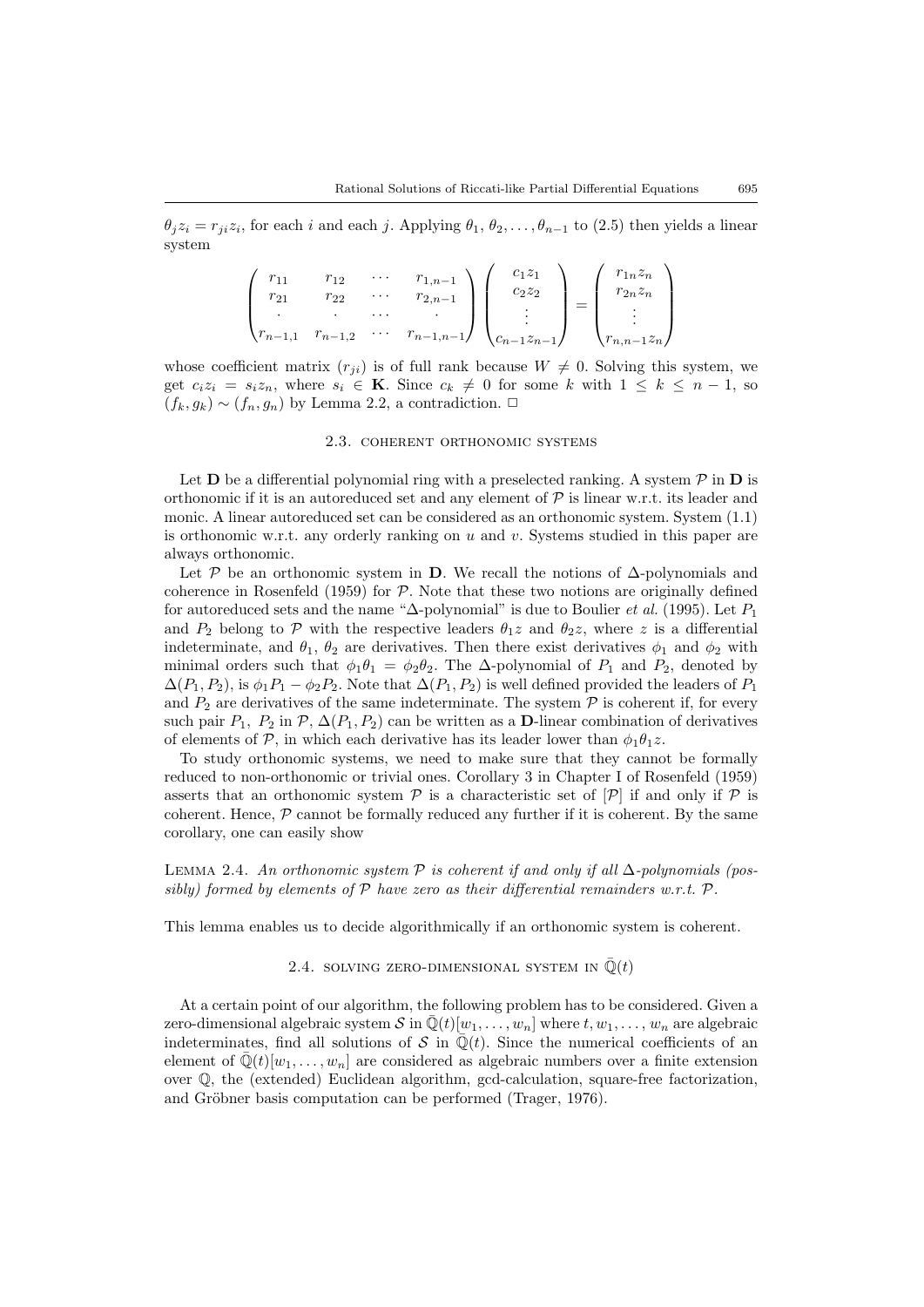$\theta_j z_i = r_{ji} z_i$, for each $i$ and each $j$. Applying $\theta_1, \theta_2, \ldots, \theta_{n-1}$ to (2.5) then yields a linear system

$$\begin{pmatrix} r_{11} & r_{12} & \cdots & r_{1,n-1} \\ r_{21} & r_{22} & \cdots & r_{2,n-1} \\ \cdot & \cdot & \cdots & \cdot \\ r_{n-1,1} & r_{n-1,2} & \cdots & r_{n-1,n-1} \end{pmatrix} \begin{pmatrix} c_1 z_1 \\ c_2 z_2 \\ \vdots \\ c_{n-1} z_{n-1} \end{pmatrix} = \begin{pmatrix} r_{1n} z_n \\ r_{2n} z_n \\ \vdots \\ r_{n,n-1} z_n \end{pmatrix}$$

whose coefficient matrix $(r_{ji})$ is of full rank because $W \neq 0$. Solving this system, we get $c_i z_i = s_i z_n$, where $s_i \in \mathbf{K}$. Since $c_k \neq 0$ for some $k$ with $1 \leq k \leq n-1$, so $(f_k, g_k) \sim (f_n, g_n)$ by Lemma 2.2, a contradiction. $\Box$

### 2.3. Coherent orthonomic systems

Let $\mathbf{D}$ be a differential polynomial ring with a preselected ranking. A system $\mathcal{P}$ in $\mathbf{D}$ is orthonomic if it is an autoreduced set and any element of $\mathcal{P}$ is linear w.r.t. its leader and monic. A linear autoreduced set can be considered as an orthonomic system. System (1.1) is orthonomic w.r.t. any orderly ranking on $u$ and $v$. Systems studied in this paper are always orthonomic.

Let $\mathcal{P}$ be an orthonomic system in $\mathbf{D}$. We recall the notions of $\Delta$-polynomials and coherence in Rosenfeld (1959) for $\mathcal{P}$. Note that these two notions are originally defined for autoreduced sets and the name "$\Delta$-polynomial" is due to Boulier *et al.* (1995). Let $P_1$ and $P_2$ belong to $\mathcal{P}$ with the respective leaders $\theta_1 z$ and $\theta_2 z$, where $z$ is a differential indeterminate, and $\theta_1$, $\theta_2$ are derivatives. Then there exist derivatives $\phi_1$ and $\phi_2$ with minimal orders such that $\phi_1\theta_1 = \phi_2\theta_2$. The $\Delta$-polynomial of $P_1$ and $P_2$, denoted by $\Delta(P_1, P_2)$, is $\phi_1 P_1 - \phi_2 P_2$. Note that $\Delta(P_1, P_2)$ is well defined provided the leaders of $P_1$ and $P_2$ are derivatives of the same indeterminate. The system $\mathcal{P}$ is coherent if, for every such pair $P_1$, $P_2$ in $\mathcal{P}$, $\Delta(P_1, P_2)$ can be written as a $\mathbf{D}$-linear combination of derivatives of elements of $\mathcal{P}$, in which each derivative has its leader lower than $\phi_1\theta_1 z$.

To study orthonomic systems, we need to make sure that they cannot be formally reduced to non-orthonomic or trivial ones. Corollary 3 in Chapter I of Rosenfeld (1959) asserts that an orthonomic system $\mathcal{P}$ is a characteristic set of $[\mathcal{P}]$ if and only if $\mathcal{P}$ is coherent. Hence, $\mathcal{P}$ cannot be formally reduced any further if it is coherent. By the same corollary, one can easily show

Lemma 2.4. *An orthonomic system $\mathcal{P}$ is coherent if and only if all $\Delta$-polynomials (possibly) formed by elements of $\mathcal{P}$ have zero as their differential remainders w.r.t. $\mathcal{P}$.*

This lemma enables us to decide algorithmically if an orthonomic system is coherent.

### 2.4. Solving zero-dimensional system in $\bar{\mathbb{Q}}(t)$

At a certain point of our algorithm, the following problem has to be considered. Given a zero-dimensional algebraic system $\mathcal{S}$ in $\bar{\mathbb{Q}}(t)[w_1, \ldots, w_n]$ where $t, w_1, \ldots, w_n$ are algebraic indeterminates, find all solutions of $\mathcal{S}$ in $\bar{\mathbb{Q}}(t)$. Since the numerical coefficients of an element of $\bar{\mathbb{Q}}(t)[w_1, \ldots, w_n]$ are considered as algebraic numbers over a finite extension over $\mathbb{Q}$, the (extended) Euclidean algorithm, gcd-calculation, square-free factorization, and Gröbner basis computation can be performed (Trager, 1976).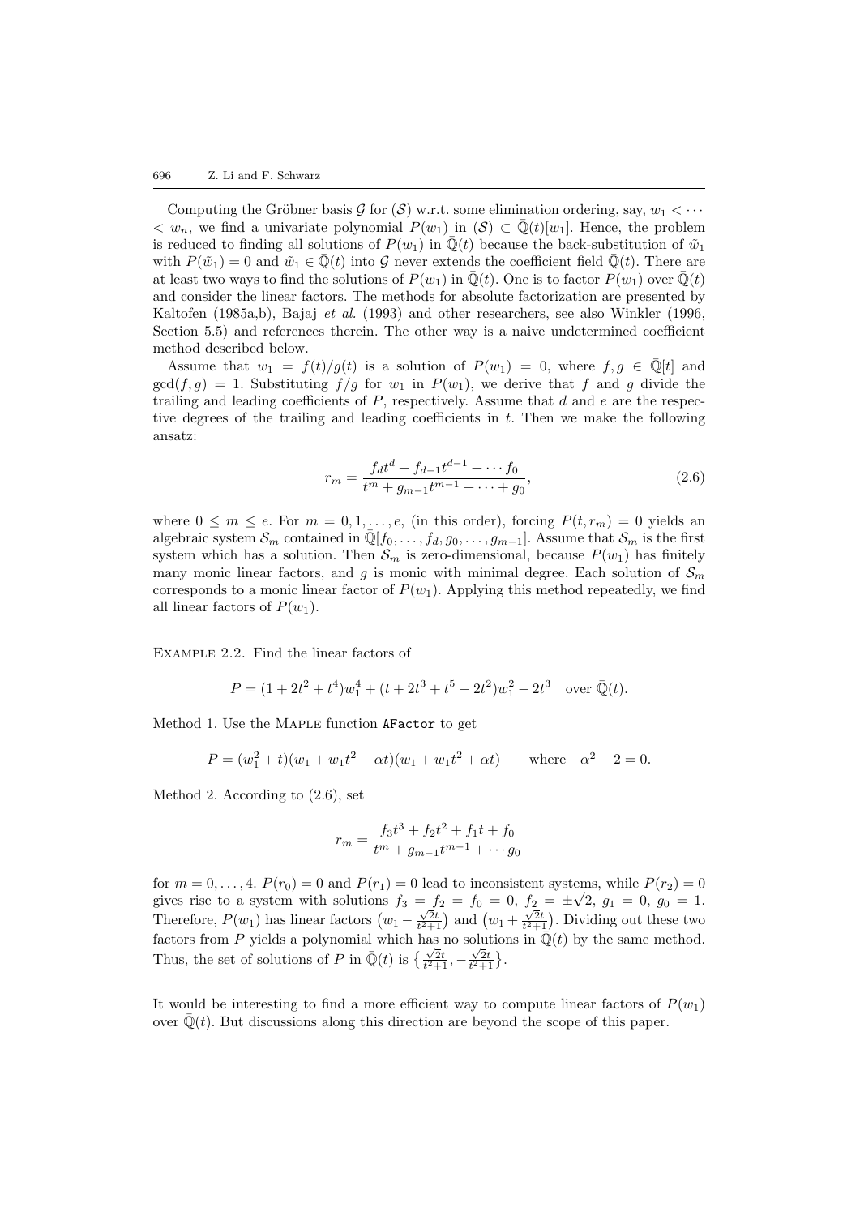Computing the Gröbner basis $\mathcal{G}$ for $(\mathcal{S})$ w.r.t. some elimination ordering, say, $w_1 < \cdots < w_n$, we find a univariate polynomial $P(w_1)$ in $(\mathcal{S}) \subset \bar{\mathbb{Q}}(t)[w_1]$. Hence, the problem is reduced to finding all solutions of $P(w_1)$ in $\bar{\mathbb{Q}}(t)$ because the back-substitution of $\tilde{w}_1$ with $P(\tilde{w}_1) = 0$ and $\tilde{w}_1 \in \bar{\mathbb{Q}}(t)$ into $\mathcal{G}$ never extends the coefficient field $\bar{\mathbb{Q}}(t)$. There are at least two ways to find the solutions of $P(w_1)$ in $\bar{\mathbb{Q}}(t)$. One is to factor $P(w_1)$ over $\bar{\mathbb{Q}}(t)$ and consider the linear factors. The methods for absolute factorization are presented by Kaltofen (1985a,b), Bajaj *et al.* (1993) and other researchers, see also Winkler (1996, Section 5.5) and references therein. The other way is a naive undetermined coefficient method described below.

Assume that $w_1 = f(t)/g(t)$ is a solution of $P(w_1) = 0$, where $f, g \in \bar{\mathbb{Q}}[t]$ and $\gcd(f, g) = 1$. Substituting $f/g$ for $w_1$ in $P(w_1)$, we derive that $f$ and $g$ divide the trailing and leading coefficients of $P$, respectively. Assume that $d$ and $e$ are the respective degrees of the trailing and leading coefficients in $t$. Then we make the following ansatz:

$$r_m = \frac{f_d t^d + f_{d-1} t^{d-1} + \cdots f_0}{t^m + g_{m-1} t^{m-1} + \cdots + g_0}, \tag{2.6}$$

where $0 \le m \le e$. For $m = 0, 1, \ldots, e$, (in this order), forcing $P(t, r_m) = 0$ yields an algebraic system $\mathcal{S}_m$ contained in $\bar{\mathbb{Q}}[f_0, \ldots, f_d, g_0, \ldots, g_{m-1}]$. Assume that $\mathcal{S}_m$ is the first system which has a solution. Then $\mathcal{S}_m$ is zero-dimensional, because $P(w_1)$ has finitely many monic linear factors, and $g$ is monic with minimal degree. Each solution of $\mathcal{S}_m$ corresponds to a monic linear factor of $P(w_1)$. Applying this method repeatedly, we find all linear factors of $P(w_1)$.

Example 2.2. Find the linear factors of

$$P = (1 + 2t^2 + t^4)w_1^4 + (t + 2t^3 + t^5 - 2t^2)w_1^2 - 2t^3 \quad \text{over } \bar{\mathbb{Q}}(t).$$

Method 1. Use the Maple function `AFactor` to get

$$P = (w_1^2 + t)(w_1 + w_1 t^2 - \alpha t)(w_1 + w_1 t^2 + \alpha t) \qquad \text{where} \quad \alpha^2 - 2 = 0.$$

Method 2. According to (2.6), set

$$r_m = \frac{f_3 t^3 + f_2 t^2 + f_1 t + f_0}{t^m + g_{m-1} t^{m-1} + \cdots g_0}$$

for $m = 0, \ldots, 4$. $P(r_0) = 0$ and $P(r_1) = 0$ lead to inconsistent systems, while $P(r_2) = 0$ gives rise to a system with solutions $f_3 = f_2 = f_0 = 0$, $f_2 = \pm\sqrt{2}$, $g_1 = 0$, $g_0 = 1$. Therefore, $P(w_1)$ has linear factors $\left(w_1 - \frac{\sqrt{2}t}{t^2+1}\right)$ and $\left(w_1 + \frac{\sqrt{2}t}{t^2+1}\right)$. Dividing out these two factors from $P$ yields a polynomial which has no solutions in $\bar{\mathbb{Q}}(t)$ by the same method. Thus, the set of solutions of $P$ in $\bar{\mathbb{Q}}(t)$ is $\left\{\frac{\sqrt{2}t}{t^2+1}, -\frac{\sqrt{2}t}{t^2+1}\right\}$.

It would be interesting to find a more efficient way to compute linear factors of $P(w_1)$ over $\bar{\mathbb{Q}}(t)$. But discussions along this direction are beyond the scope of this paper.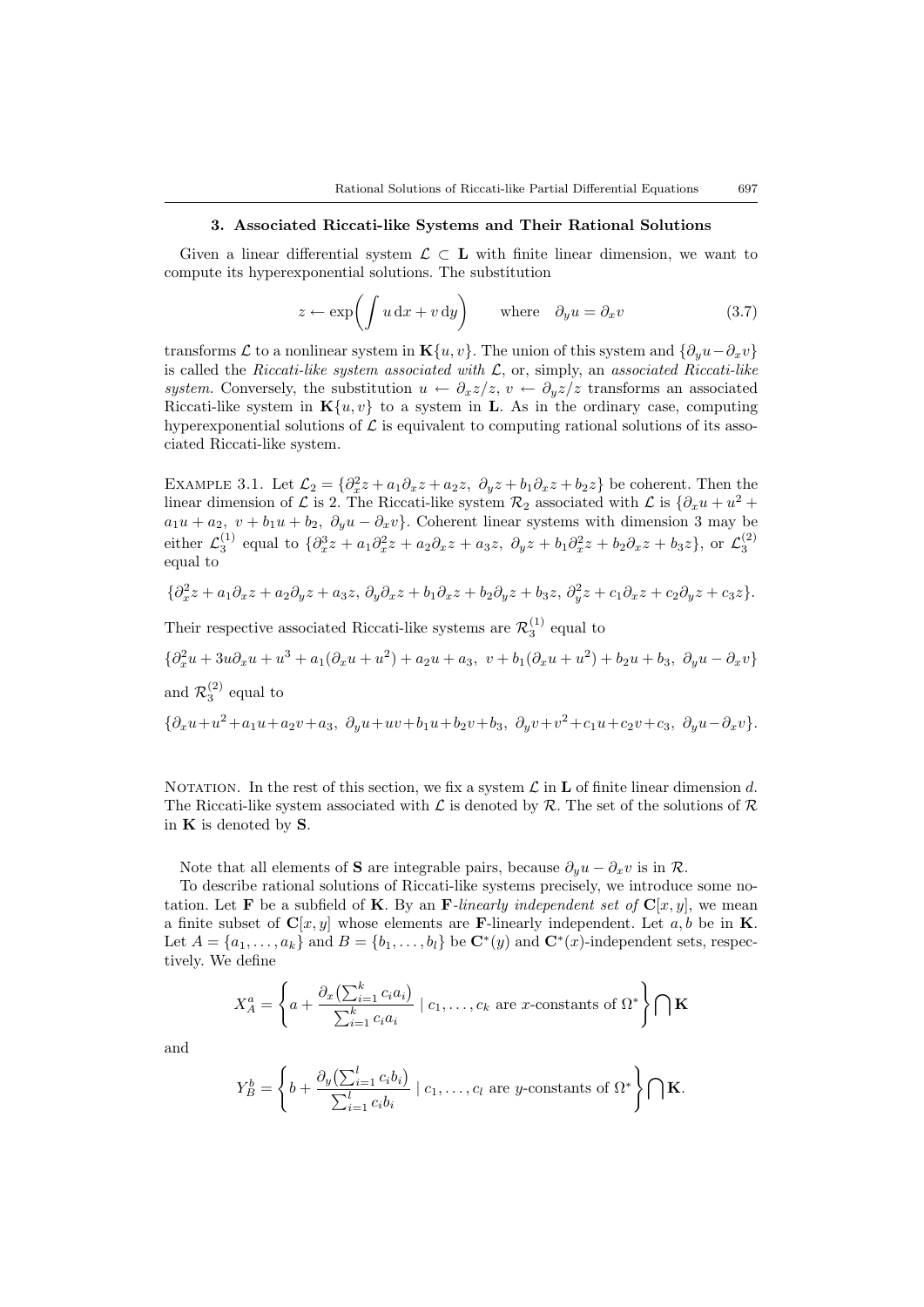### 3. Associated Riccati-like Systems and Their Rational Solutions

Given a linear differential system $\mathcal{L} \subset \mathbf{L}$ with finite linear dimension, we want to compute its hyperexponential solutions. The substitution

$$z \leftarrow \exp\left(\int u \,\mathrm{d}x + v \,\mathrm{d}y\right) \qquad \text{where} \quad \partial_y u = \partial_x v \tag{3.7}$$

transforms $\mathcal{L}$ to a nonlinear system in $\mathbf{K}\{u, v\}$. The union of this system and $\{\partial_y u - \partial_x v\}$ is called the *Riccati-like system associated with* $\mathcal{L}$, or, simply, an *associated Riccati-like system*. Conversely, the substitution $u \leftarrow \partial_x z/z$, $v \leftarrow \partial_y z/z$ transforms an associated Riccati-like system in $\mathbf{K}\{u, v\}$ to a system in $\mathbf{L}$. As in the ordinary case, computing hyperexponential solutions of $\mathcal{L}$ is equivalent to computing rational solutions of its associated Riccati-like system.

Example 3.1. Let $\mathcal{L}_2 = \{\partial_x^2 z + a_1 \partial_x z + a_2 z,\ \partial_y z + b_1 \partial_x z + b_2 z\}$ be coherent. Then the linear dimension of $\mathcal{L}$ is 2. The Riccati-like system $\mathcal{R}_2$ associated with $\mathcal{L}$ is $\{\partial_x u + u^2 + a_1 u + a_2,\ v + b_1 u + b_2,\ \partial_y u - \partial_x v\}$. Coherent linear systems with dimension 3 may be either $\mathcal{L}_3^{(1)}$ equal to $\{\partial_x^3 z + a_1 \partial_x^2 z + a_2 \partial_x z + a_3 z,\ \partial_y z + b_1 \partial_x^2 z + b_2 \partial_x z + b_3 z\}$, or $\mathcal{L}_3^{(2)}$ equal to

$$\{\partial_x^2 z + a_1 \partial_x z + a_2 \partial_y z + a_3 z,\ \partial_y \partial_x z + b_1 \partial_x z + b_2 \partial_y z + b_3 z,\ \partial_y^2 z + c_1 \partial_x z + c_2 \partial_y z + c_3 z\}.$$

Their respective associated Riccati-like systems are $\mathcal{R}_3^{(1)}$ equal to

$$\{\partial_x^2 u + 3u\partial_x u + u^3 + a_1(\partial_x u + u^2) + a_2 u + a_3,\ v + b_1(\partial_x u + u^2) + b_2 u + b_3,\ \partial_y u - \partial_x v\}$$

and $\mathcal{R}_3^{(2)}$ equal to

$$\{\partial_x u + u^2 + a_1 u + a_2 v + a_3,\ \partial_y u + uv + b_1 u + b_2 v + b_3,\ \partial_y v + v^2 + c_1 u + c_2 v + c_3,\ \partial_y u - \partial_x v\}.$$

Notation. In the rest of this section, we fix a system $\mathcal{L}$ in $\mathbf{L}$ of finite linear dimension $d$. The Riccati-like system associated with $\mathcal{L}$ is denoted by $\mathcal{R}$. The set of the solutions of $\mathcal{R}$ in $\mathbf{K}$ is denoted by $\mathbf{S}$.

Note that all elements of $\mathbf{S}$ are integrable pairs, because $\partial_y u - \partial_x v$ is in $\mathcal{R}$.

To describe rational solutions of Riccati-like systems precisely, we introduce some notation. Let $\mathbf{F}$ be a subfield of $\mathbf{K}$. By an $\mathbf{F}$*-linearly independent set of* $\mathbf{C}[x, y]$, we mean a finite subset of $\mathbf{C}[x, y]$ whose elements are $\mathbf{F}$-linearly independent. Let $a, b$ be in $\mathbf{K}$. Let $A = \{a_1, \ldots, a_k\}$ and $B = \{b_1, \ldots, b_l\}$ be $\mathbf{C}^*(y)$ and $\mathbf{C}^*(x)$-independent sets, respectively. We define

$$X_A^a = \left\{ a + \frac{\partial_x\left(\sum_{i=1}^k c_i a_i\right)}{\sum_{i=1}^k c_i a_i} \mid c_1, \ldots, c_k \text{ are } x\text{-constants of } \Omega^* \right\} \bigcap \mathbf{K}$$

and

$$Y_B^b = \left\{ b + \frac{\partial_y\left(\sum_{i=1}^l c_i b_i\right)}{\sum_{i=1}^l c_i b_i} \mid c_1, \ldots, c_l \text{ are } y\text{-constants of } \Omega^* \right\} \bigcap \mathbf{K}.$$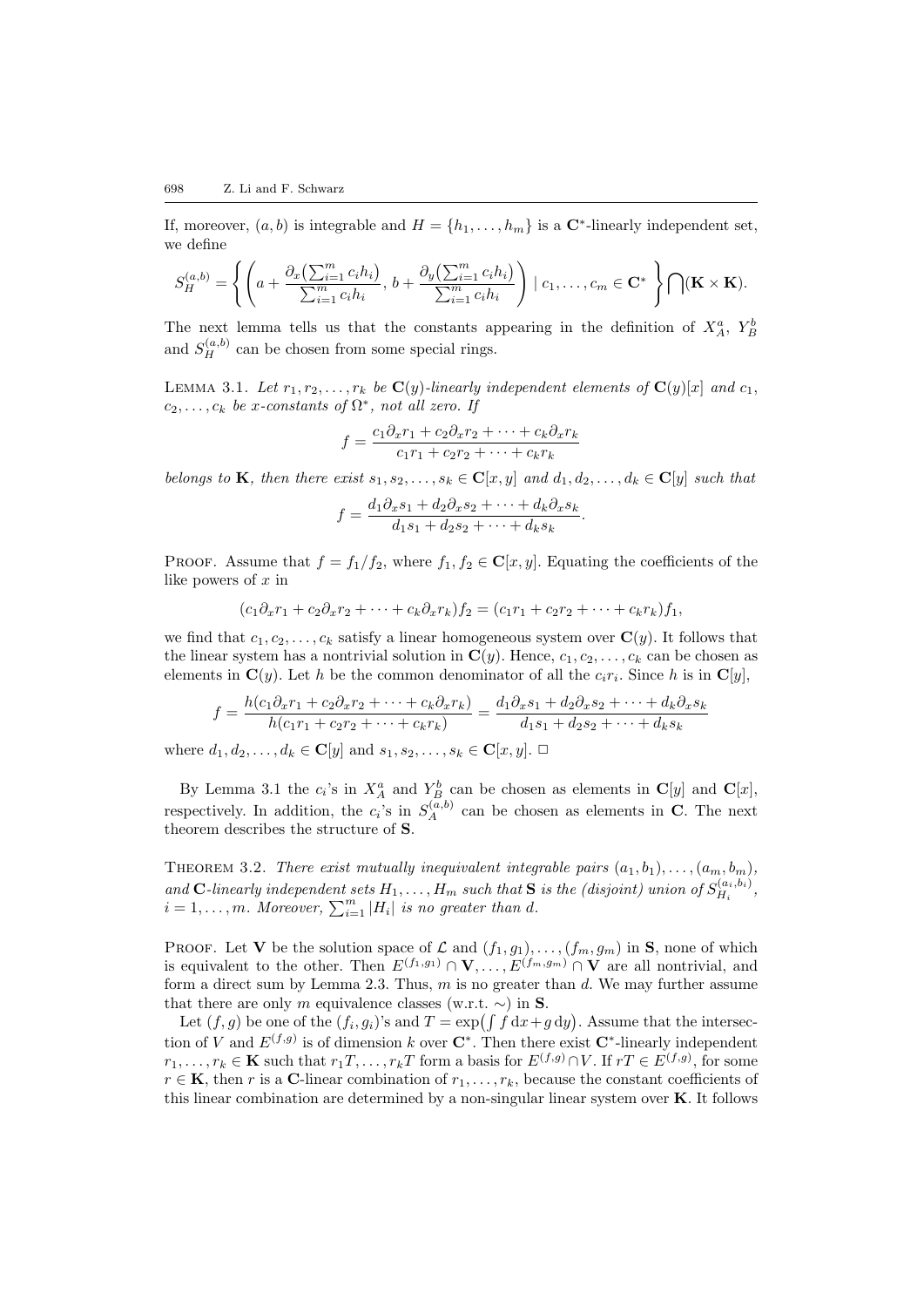If, moreover, $(a, b)$ is integrable and $H = \{h_1, \ldots, h_m\}$ is a $\mathbf{C}^*$-linearly independent set, we define

$$S_H^{(a,b)} = \left\{ \left( a + \frac{\partial_x\big(\sum_{i=1}^m c_i h_i\big)}{\sum_{i=1}^m c_i h_i},\, b + \frac{\partial_y\big(\sum_{i=1}^m c_i h_i\big)}{\sum_{i=1}^m c_i h_i} \right) \mid c_1, \ldots, c_m \in \mathbf{C}^* \right\} \bigcap (\mathbf{K} \times \mathbf{K}).$$

The next lemma tells us that the constants appearing in the definition of $X_A^a$, $Y_B^b$ and $S_H^{(a,b)}$ can be chosen from some special rings.

Lemma 3.1. *Let $r_1, r_2, \ldots, r_k$ be $\mathbf{C}(y)$-linearly independent elements of $\mathbf{C}(y)[x]$ and $c_1, c_2, \ldots, c_k$ be $x$-constants of $\Omega^*$, not all zero. If*

$$f = \frac{c_1 \partial_x r_1 + c_2 \partial_x r_2 + \cdots + c_k \partial_x r_k}{c_1 r_1 + c_2 r_2 + \cdots + c_k r_k}$$

*belongs to $\mathbf{K}$, then there exist $s_1, s_2, \ldots, s_k \in \mathbf{C}[x, y]$ and $d_1, d_2, \ldots, d_k \in \mathbf{C}[y]$ such that*

$$f = \frac{d_1 \partial_x s_1 + d_2 \partial_x s_2 + \cdots + d_k \partial_x s_k}{d_1 s_1 + d_2 s_2 + \cdots + d_k s_k}.$$

Proof. Assume that $f = f_1/f_2$, where $f_1, f_2 \in \mathbf{C}[x, y]$. Equating the coefficients of the like powers of $x$ in

$$(c_1 \partial_x r_1 + c_2 \partial_x r_2 + \cdots + c_k \partial_x r_k) f_2 = (c_1 r_1 + c_2 r_2 + \cdots + c_k r_k) f_1,$$

we find that $c_1, c_2, \ldots, c_k$ satisfy a linear homogeneous system over $\mathbf{C}(y)$. It follows that the linear system has a nontrivial solution in $\mathbf{C}(y)$. Hence, $c_1, c_2, \ldots, c_k$ can be chosen as elements in $\mathbf{C}(y)$. Let $h$ be the common denominator of all the $c_i r_i$. Since $h$ is in $\mathbf{C}[y]$,

$$f = \frac{h(c_1 \partial_x r_1 + c_2 \partial_x r_2 + \cdots + c_k \partial_x r_k)}{h(c_1 r_1 + c_2 r_2 + \cdots + c_k r_k)} = \frac{d_1 \partial_x s_1 + d_2 \partial_x s_2 + \cdots + d_k \partial_x s_k}{d_1 s_1 + d_2 s_2 + \cdots + d_k s_k}$$

where $d_1, d_2, \ldots, d_k \in \mathbf{C}[y]$ and $s_1, s_2, \ldots, s_k \in \mathbf{C}[x, y]$. $\square$

By Lemma 3.1 the $c_i$'s in $X_A^a$ and $Y_B^b$ can be chosen as elements in $\mathbf{C}[y]$ and $\mathbf{C}[x]$, respectively. In addition, the $c_i$'s in $S_A^{(a,b)}$ can be chosen as elements in $\mathbf{C}$. The next theorem describes the structure of $\mathbf{S}$.

Theorem 3.2. *There exist mutually inequivalent integrable pairs $(a_1, b_1), \ldots, (a_m, b_m)$, and $\mathbf{C}$-linearly independent sets $H_1, \ldots, H_m$ such that $\mathbf{S}$ is the (disjoint) union of $S_{H_i}^{(a_i, b_i)}$, $i = 1, \ldots, m$. Moreover, $\sum_{i=1}^m |H_i|$ is no greater than $d$.*

Proof. Let $\mathbf{V}$ be the solution space of $\mathcal{L}$ and $(f_1, g_1), \ldots, (f_m, g_m)$ in $\mathbf{S}$, none of which is equivalent to the other. Then $E^{(f_1, g_1)} \cap \mathbf{V}, \ldots, E^{(f_m, g_m)} \cap \mathbf{V}$ are all nontrivial, and form a direct sum by Lemma 2.3. Thus, $m$ is no greater than $d$. We may further assume that there are only $m$ equivalence classes (w.r.t. $\sim$) in $\mathbf{S}$.

Let $(f, g)$ be one of the $(f_i, g_i)$'s and $T = \exp\big(\int f\,\mathrm{d}x + g\,\mathrm{d}y\big)$. Assume that the intersection of $V$ and $E^{(f,g)}$ is of dimension $k$ over $\mathbf{C}^*$. Then there exist $\mathbf{C}^*$-linearly independent $r_1, \ldots, r_k \in \mathbf{K}$ such that $r_1 T, \ldots, r_k T$ form a basis for $E^{(f,g)} \cap V$. If $rT \in E^{(f,g)}$, for some $r \in \mathbf{K}$, then $r$ is a $\mathbf{C}$-linear combination of $r_1, \ldots, r_k$, because the constant coefficients of this linear combination are determined by a non-singular linear system over $\mathbf{K}$. It follows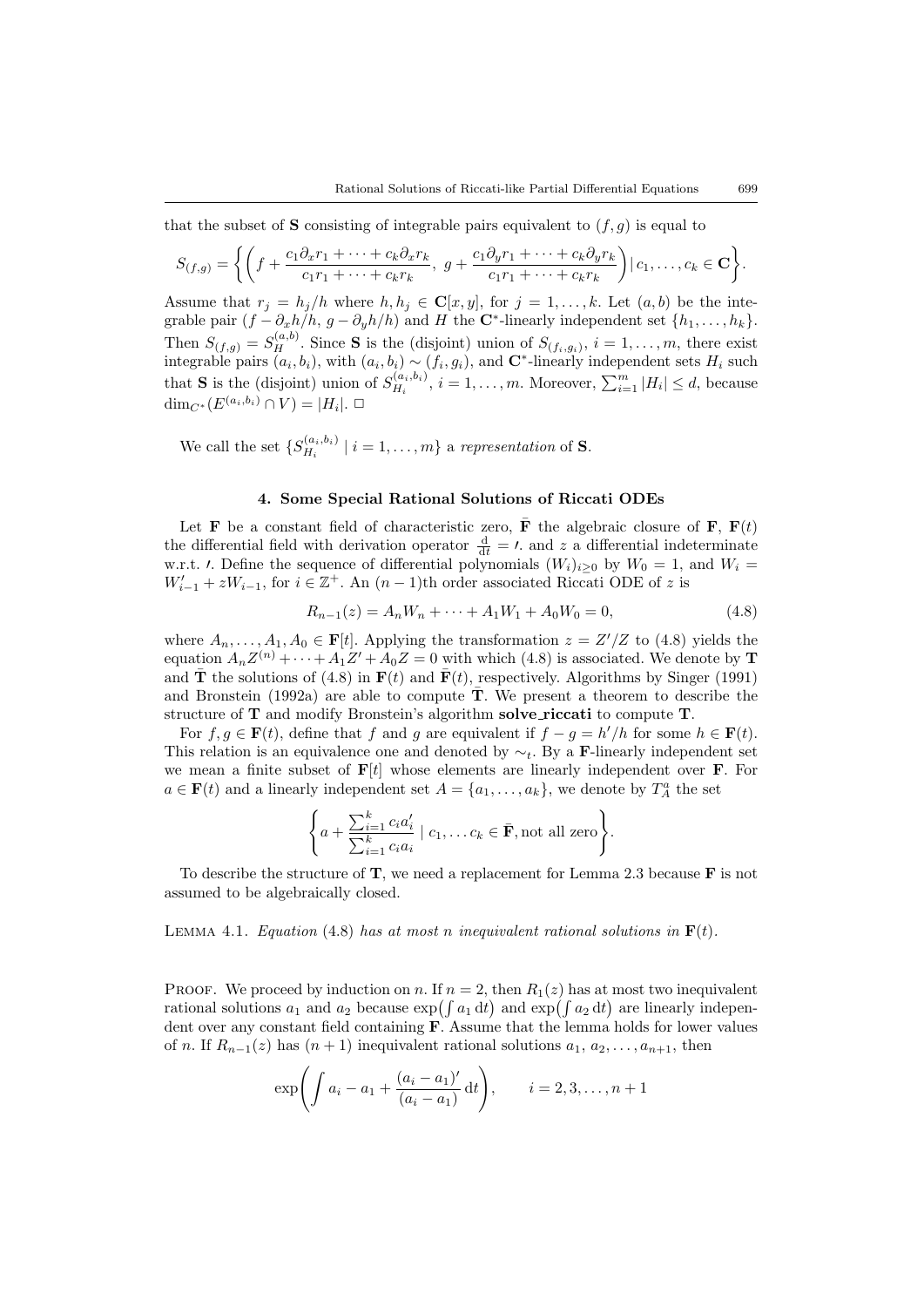that the subset of $\mathbf{S}$ consisting of integrable pairs equivalent to $(f, g)$ is equal to

$$S_{(f,g)} = \left\{ \left( f + \frac{c_1 \partial_x r_1 + \cdots + c_k \partial_x r_k}{c_1 r_1 + \cdots + c_k r_k},\ g + \frac{c_1 \partial_y r_1 + \cdots + c_k \partial_y r_k}{c_1 r_1 + \cdots + c_k r_k} \right) \,|\, c_1, \ldots, c_k \in \mathbf{C} \right\}.$$

Assume that $r_j = h_j/h$ where $h, h_j \in \mathbf{C}[x, y]$, for $j = 1, \ldots, k$. Let $(a, b)$ be the integrable pair $(f - \partial_x h/h,\ g - \partial_y h/h)$ and $H$ the $\mathbf{C}^*$-linearly independent set $\{h_1, \ldots, h_k\}$. Then $S_{(f,g)} = S_H^{(a,b)}$. Since $\mathbf{S}$ is the (disjoint) union of $S_{(f_i, g_i)}$, $i = 1, \ldots, m$, there exist integrable pairs $(a_i, b_i)$, with $(a_i, b_i) \sim (f_i, g_i)$, and $\mathbf{C}^*$-linearly independent sets $H_i$ such that $\mathbf{S}$ is the (disjoint) union of $S_{H_i}^{(a_i, b_i)}$, $i = 1, \ldots, m$. Moreover, $\sum_{i=1}^m |H_i| \leq d$, because $\dim_{C^*}(E^{(a_i, b_i)} \cap V) = |H_i|$. □

We call the set $\{S_{H_i}^{(a_i, b_i)} \mid i = 1, \ldots, m\}$ a *representation* of $\mathbf{S}$.

## 4. Some Special Rational Solutions of Riccati ODEs

Let $\mathbf{F}$ be a constant field of characteristic zero, $\bar{\mathbf{F}}$ the algebraic closure of $\mathbf{F}$, $\mathbf{F}(t)$ the differential field with derivation operator $\frac{\mathrm{d}}{\mathrm{d}t} = {}'$. and $z$ a differential indeterminate w.r.t. $'$. Define the sequence of differential polynomials $(W_i)_{i \geq 0}$ by $W_0 = 1$, and $W_i = W_{i-1}' + z W_{i-1}$, for $i \in \mathbb{Z}^+$. An $(n-1)$th order associated Riccati ODE of $z$ is

$$R_{n-1}(z) = A_n W_n + \cdots + A_1 W_1 + A_0 W_0 = 0, \tag{4.8}$$

where $A_n, \ldots, A_1, A_0 \in \mathbf{F}[t]$. Applying the transformation $z = Z'/Z$ to (4.8) yields the equation $A_n Z^{(n)} + \cdots + A_1 Z' + A_0 Z = 0$ with which (4.8) is associated. We denote by $\mathbf{T}$ and $\bar{\mathbf{T}}$ the solutions of (4.8) in $\mathbf{F}(t)$ and $\bar{\mathbf{F}}(t)$, respectively. Algorithms by Singer (1991) and Bronstein (1992a) are able to compute $\bar{\mathbf{T}}$. We present a theorem to describe the structure of $\mathbf{T}$ and modify Bronstein's algorithm **solve_riccati** to compute $\mathbf{T}$.

For $f, g \in \mathbf{F}(t)$, define that $f$ and $g$ are equivalent if $f - g = h'/h$ for some $h \in \mathbf{F}(t)$. This relation is an equivalence one and denoted by $\sim_t$. By a $\mathbf{F}$-linearly independent set we mean a finite subset of $\mathbf{F}[t]$ whose elements are linearly independent over $\mathbf{F}$. For $a \in \mathbf{F}(t)$ and a linearly independent set $A = \{a_1, \ldots, a_k\}$, we denote by $T_A^a$ the set

$$\left\{ a + \frac{\sum_{i=1}^k c_i a_i'}{\sum_{i=1}^k c_i a_i} \mid c_1, \ldots c_k \in \bar{\mathbf{F}}, \text{not all zero} \right\}.$$

To describe the structure of $\mathbf{T}$, we need a replacement for Lemma 2.3 because $\mathbf{F}$ is not assumed to be algebraically closed.

Lemma 4.1. *Equation* (4.8) *has at most $n$ inequivalent rational solutions in $\mathbf{F}(t)$.*

Proof. We proceed by induction on $n$. If $n = 2$, then $R_1(z)$ has at most two inequivalent rational solutions $a_1$ and $a_2$ because $\exp\left(\int a_1 \,\mathrm{d}t\right)$ and $\exp\left(\int a_2 \,\mathrm{d}t\right)$ are linearly independent over any constant field containing $\mathbf{F}$. Assume that the lemma holds for lower values of $n$. If $R_{n-1}(z)$ has $(n+1)$ inequivalent rational solutions $a_1, a_2, \ldots, a_{n+1}$, then

$$\exp\left( \int a_i - a_1 + \frac{(a_i - a_1)'}{(a_i - a_1)} \,\mathrm{d}t \right), \qquad i = 2, 3, \ldots, n+1$$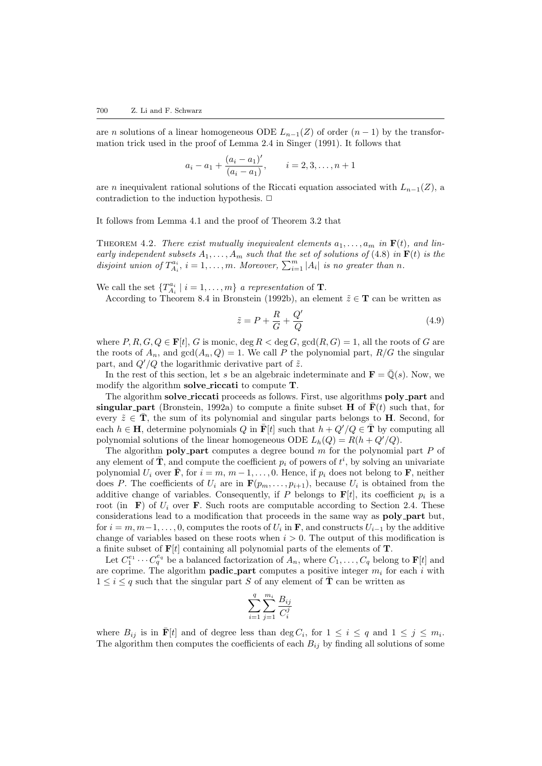are $n$ solutions of a linear homogeneous ODE $L_{n-1}(Z)$ of order $(n-1)$ by the transformation trick used in the proof of Lemma 2.4 in Singer (1991). It follows that

$$a_i - a_1 + \frac{(a_i - a_1)'}{(a_i - a_1)}, \qquad i = 2, 3, \ldots, n+1$$

are $n$ inequivalent rational solutions of the Riccati equation associated with $L_{n-1}(Z)$, a contradiction to the induction hypothesis. $\Box$

It follows from Lemma 4.1 and the proof of Theorem 3.2 that

THEOREM 4.2. *There exist mutually inequivalent elements $a_1, \ldots, a_m$ in $\mathbf{F}(t)$, and linearly independent subsets $A_1, \ldots, A_m$ such that the set of solutions of* (4.8) *in $\mathbf{F}(t)$ is the disjoint union of $T^{a_i}_{A_i}$, $i = 1, \ldots, m$. Moreover, $\sum_{i=1}^{m} |A_i|$ is no greater than $n$.*

We call the set $\{T^{a_i}_{A_i} \mid i = 1, \ldots, m\}$ *a representation* of $\mathbf{T}$.

According to Theorem 8.4 in Bronstein (1992b), an element $\tilde{z} \in \mathbf{T}$ can be written as

$$\tilde{z} = P + \frac{R}{G} + \frac{Q'}{Q} \tag{4.9}$$

where $P, R, G, Q \in \mathbf{F}[t]$, $G$ is monic, $\deg R < \deg G$, $\gcd(R, G) = 1$, all the roots of $G$ are the roots of $A_n$, and $\gcd(A_n, Q) = 1$. We call $P$ the polynomial part, $R/G$ the singular part, and $Q'/Q$ the logarithmic derivative part of $\tilde{z}$.

In the rest of this section, let $s$ be an algebraic indeterminate and $\mathbf{F} = \bar{\mathbb{Q}}(s)$. Now, we modify the algorithm **solve_riccati** to compute $\mathbf{T}$.

The algorithm **solve_riccati** proceeds as follows. First, use algorithms **poly_part** and **singular_part** (Bronstein, 1992a) to compute a finite subset $\mathbf{H}$ of $\bar{\mathbf{F}}(t)$ such that, for every $\tilde{z} \in \bar{\mathbf{T}}$, the sum of its polynomial and singular parts belongs to $\mathbf{H}$. Second, for each $h \in \mathbf{H}$, determine polynomials $Q$ in $\bar{\mathbf{F}}[t]$ such that $h + Q'/Q \in \bar{\mathbf{T}}$ by computing all polynomial solutions of the linear homogeneous ODE $L_h(Q) = R(h + Q'/Q)$.

The algorithm **poly_part** computes a degree bound $m$ for the polynomial part $P$ of any element of $\bar{\mathbf{T}}$, and compute the coefficient $p_i$ of powers of $t^i$, by solving an univariate polynomial $U_i$ over $\bar{\mathbf{F}}$, for $i = m, m-1, \ldots, 0$. Hence, if $p_i$ does not belong to $\mathbf{F}$, neither does $P$. The coefficients of $U_i$ are in $\mathbf{F}(p_m, \ldots, p_{i+1})$, because $U_i$ is obtained from the additive change of variables. Consequently, if $P$ belongs to $\mathbf{F}[t]$, its coefficient $p_i$ is a root (in $\mathbf{F}$) of $U_i$ over $\mathbf{F}$. Such roots are computable according to Section 2.4. These considerations lead to a modification that proceeds in the same way as **poly_part** but, for $i = m, m-1, \ldots, 0$, computes the roots of $U_i$ in $\mathbf{F}$, and constructs $U_{i-1}$ by the additive change of variables based on these roots when $i > 0$. The output of this modification is a finite subset of $\mathbf{F}[t]$ containing all polynomial parts of the elements of $\mathbf{T}$.

Let $C_1^{e_1} \cdots C_q^{e_q}$ be a balanced factorization of $A_n$, where $C_1, \ldots, C_q$ belong to $\mathbf{F}[t]$ and are coprime. The algorithm **padic_part** computes a positive integer $m_i$ for each $i$ with $1 \le i \le q$ such that the singular part $S$ of any element of $\bar{\mathbf{T}}$ can be written as

$$\sum_{i=1}^{q} \sum_{j=1}^{m_i} \frac{B_{ij}}{C_i^j}$$

where $B_{ij}$ is in $\bar{\mathbf{F}}[t]$ and of degree less than $\deg C_i$, for $1 \le i \le q$ and $1 \le j \le m_i$. The algorithm then computes the coefficients of each $B_{ij}$ by finding all solutions of some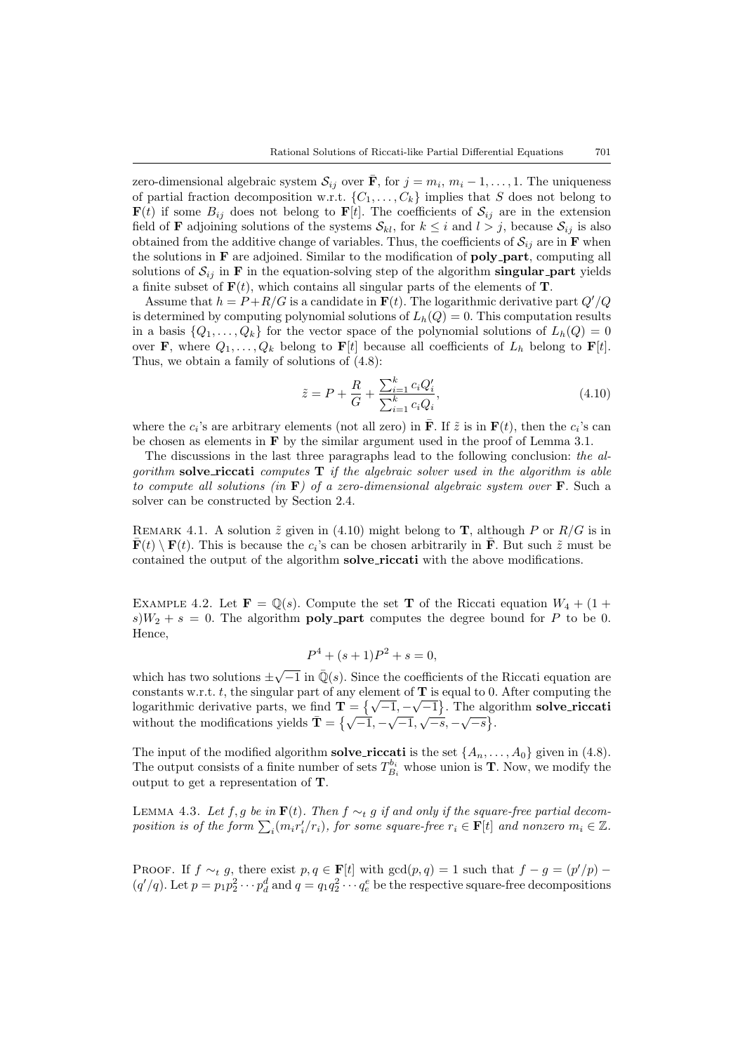zero-dimensional algebraic system $\mathcal{S}_{ij}$ over $\bar{\mathbf{F}}$, for $j = m_i, m_i - 1, \ldots, 1$. The uniqueness of partial fraction decomposition w.r.t. $\{C_1, \ldots, C_k\}$ implies that $S$ does not belong to $\mathbf{F}(t)$ if some $B_{ij}$ does not belong to $\mathbf{F}[t]$. The coefficients of $\mathcal{S}_{ij}$ are in the extension field of $\mathbf{F}$ adjoining solutions of the systems $\mathcal{S}_{kl}$, for $k \leq i$ and $l > j$, because $\mathcal{S}_{ij}$ is also obtained from the additive change of variables. Thus, the coefficients of $\mathcal{S}_{ij}$ are in $\mathbf{F}$ when the solutions in $\mathbf{F}$ are adjoined. Similar to the modification of **poly_part**, computing all solutions of $\mathcal{S}_{ij}$ in $\mathbf{F}$ in the equation-solving step of the algorithm **singular_part** yields a finite subset of $\mathbf{F}(t)$, which contains all singular parts of the elements of $\mathbf{T}$.

Assume that $h = P + R/G$ is a candidate in $\mathbf{F}(t)$. The logarithmic derivative part $Q'/Q$ is determined by computing polynomial solutions of $L_h(Q) = 0$. This computation results in a basis $\{Q_1, \ldots, Q_k\}$ for the vector space of the polynomial solutions of $L_h(Q) = 0$ over $\mathbf{F}$, where $Q_1, \ldots, Q_k$ belong to $\mathbf{F}[t]$ because all coefficients of $L_h$ belong to $\mathbf{F}[t]$. Thus, we obtain a family of solutions of (4.8):

$$\tilde{z} = P + \frac{R}{G} + \frac{\sum_{i=1}^{k} c_i Q_i'}{\sum_{i=1}^{k} c_i Q_i}, \tag{4.10}$$

where the $c_i$'s are arbitrary elements (not all zero) in $\bar{\mathbf{F}}$. If $\tilde{z}$ is in $\mathbf{F}(t)$, then the $c_i$'s can be chosen as elements in $\mathbf{F}$ by the similar argument used in the proof of Lemma 3.1.

The discussions in the last three paragraphs lead to the following conclusion: *the algorithm* **solve_riccati** *computes* $\mathbf{T}$ *if the algebraic solver used in the algorithm is able to compute all solutions (in* $\mathbf{F}$*) of a zero-dimensional algebraic system over* $\mathbf{F}$. Such a solver can be constructed by Section 2.4.

Remark 4.1. A solution $\tilde{z}$ given in (4.10) might belong to $\mathbf{T}$, although $P$ or $R/G$ is in $\bar{\mathbf{F}}(t) \setminus \mathbf{F}(t)$. This is because the $c_i$'s can be chosen arbitrarily in $\bar{\mathbf{F}}$. But such $\tilde{z}$ must be contained the output of the algorithm **solve_riccati** with the above modifications.

Example 4.2. Let $\mathbf{F} = \mathbb{Q}(s)$. Compute the set $\mathbf{T}$ of the Riccati equation $W_4 + (1 + s)W_2 + s = 0$. The algorithm **poly_part** computes the degree bound for $P$ to be 0. Hence,

$$P^4 + (s+1)P^2 + s = 0,$$

which has two solutions $\pm\sqrt{-1}$ in $\bar{\mathbb{Q}}(s)$. Since the coefficients of the Riccati equation are constants w.r.t. $t$, the singular part of any element of $\mathbf{T}$ is equal to 0. After computing the logarithmic derivative parts, we find $\mathbf{T} = \{\sqrt{-1}, -\sqrt{-1}\}$. The algorithm **solve_riccati** without the modifications yields $\bar{\mathbf{T}} = \{\sqrt{-1}, -\sqrt{-1}, \sqrt{-s}, -\sqrt{-s}\}$.

The input of the modified algorithm **solve_riccati** is the set $\{A_n, \ldots, A_0\}$ given in (4.8). The output consists of a finite number of sets $T_{B_i}^{b_i}$ whose union is $\mathbf{T}$. Now, we modify the output to get a representation of $\mathbf{T}$.

Lemma 4.3. *Let $f, g$ be in $\mathbf{F}(t)$. Then $f \sim_t g$ if and only if the square-free partial decomposition is of the form $\sum_i (m_i r_i'/r_i)$, for some square-free $r_i \in \mathbf{F}[t]$ and nonzero $m_i \in \mathbb{Z}$.*

Proof. If $f \sim_t g$, there exist $p, q \in \mathbf{F}[t]$ with $\gcd(p, q) = 1$ such that $f - g = (p'/p) - (q'/q)$. Let $p = p_1 p_2^2 \cdots p_d^d$ and $q = q_1 q_2^2 \cdots q_e^e$ be the respective square-free decompositions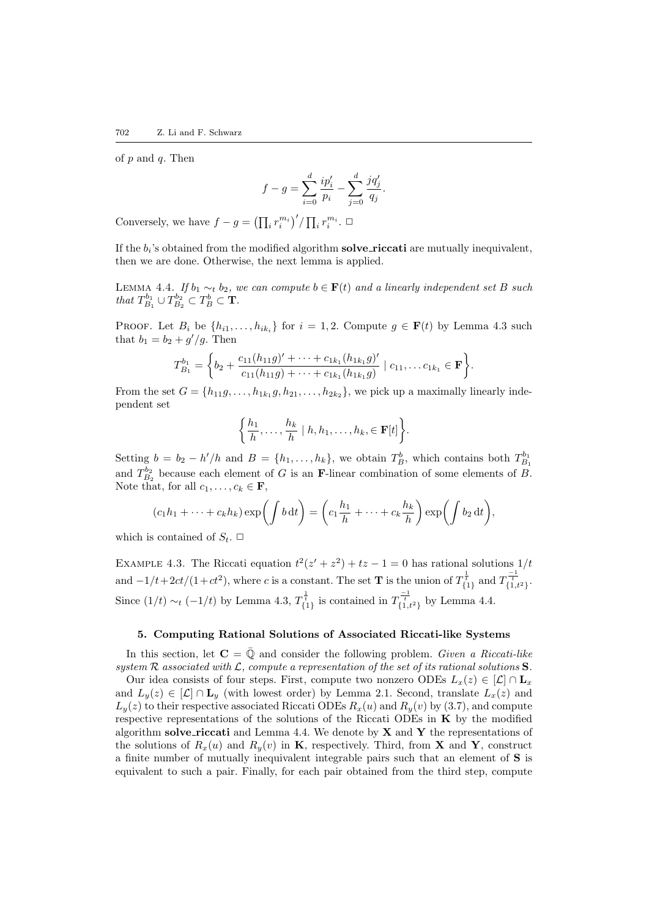of $p$ and $q$. Then

$$f - g = \sum_{i=0}^{d} \frac{ip_i'}{p_i} - \sum_{j=0}^{d} \frac{jq_j'}{q_j}.$$

Conversely, we have $f - g = \left(\prod_i r_i^{m_i}\right)' / \prod_i r_i^{m_i}$. □

If the $b_i$'s obtained from the modified algorithm **solve_riccati** are mutually inequivalent, then we are done. Otherwise, the next lemma is applied.

LEMMA 4.4. *If $b_1 \sim_t b_2$, we can compute $b \in \mathbf{F}(t)$ and a linearly independent set $B$ such that $T_{B_1}^{b_1} \cup T_{B_2}^{b_2} \subset T_B^b \subset \mathbf{T}$.*

PROOF. Let $B_i$ be $\{h_{i1}, \ldots, h_{ik_i}\}$ for $i = 1, 2$. Compute $g \in \mathbf{F}(t)$ by Lemma 4.3 such that $b_1 = b_2 + g'/g$. Then

$$T_{B_1}^{b_1} = \left\{ b_2 + \frac{c_{11}(h_{11}g)' + \cdots + c_{1k_1}(h_{1k_1}g)'}{c_{11}(h_{11}g) + \cdots + c_{1k_1}(h_{1k_1}g)} \mid c_{11}, \ldots c_{1k_1} \in \mathbf{F} \right\}.$$

From the set $G = \{h_{11}g, \ldots, h_{1k_1}g, h_{21}, \ldots, h_{2k_2}\}$, we pick up a maximally linearly independent set

$$\left\{ \frac{h_1}{h}, \ldots, \frac{h_k}{h} \mid h, h_1, \ldots, h_k, \in \mathbf{F}[t] \right\}.$$

Setting $b = b_2 - h'/h$ and $B = \{h_1, \ldots, h_k\}$, we obtain $T_B^b$, which contains both $T_{B_1}^{b_1}$ and $T_{B_2}^{b_2}$ because each element of $G$ is an $\mathbf{F}$-linear combination of some elements of $B$. Note that, for all $c_1, \ldots, c_k \in \mathbf{F}$,

$$(c_1 h_1 + \cdots + c_k h_k) \exp\left( \int b \, \mathrm{d}t \right) = \left( c_1 \frac{h_1}{h} + \cdots + c_k \frac{h_k}{h} \right) \exp\left( \int b_2 \, \mathrm{d}t \right),$$

which is contained of $S_t$. □

EXAMPLE 4.3. The Riccati equation $t^2(z' + z^2) + tz - 1 = 0$ has rational solutions $1/t$ and $-1/t + 2ct/(1 + ct^2)$, where $c$ is a constant. The set $\mathbf{T}$ is the union of $T_{\{1\}}^{\frac{1}{t}}$ and $T_{\{1,t^2\}}^{\frac{-1}{t}}$. Since $(1/t) \sim_t (-1/t)$ by Lemma 4.3, $T_{\{1\}}^{\frac{1}{t}}$ is contained in $T_{\{1,t^2\}}^{\frac{-1}{t}}$ by Lemma 4.4.

## 5. Computing Rational Solutions of Associated Riccati-like Systems

In this section, let $\mathbf{C} = \bar{\mathbb{Q}}$ and consider the following problem. *Given a Riccati-like system $\mathcal{R}$ associated with $\mathcal{L}$, compute a representation of the set of its rational solutions $\mathbf{S}$.*

Our idea consists of four steps. First, compute two nonzero ODEs $L_x(z) \in [\mathcal{L}] \cap \mathbf{L}_x$ and $L_y(z) \in [\mathcal{L}] \cap \mathbf{L}_y$ (with lowest order) by Lemma 2.1. Second, translate $L_x(z)$ and $L_y(z)$ to their respective associated Riccati ODEs $R_x(u)$ and $R_y(v)$ by (3.7), and compute respective representations of the solutions of the Riccati ODEs in $\mathbf{K}$ by the modified algorithm **solve_riccati** and Lemma 4.4. We denote by $\mathbf{X}$ and $\mathbf{Y}$ the representations of the solutions of $R_x(u)$ and $R_y(v)$ in $\mathbf{K}$, respectively. Third, from $\mathbf{X}$ and $\mathbf{Y}$, construct a finite number of mutually inequivalent integrable pairs such that an element of $\mathbf{S}$ is equivalent to such a pair. Finally, for each pair obtained from the third step, compute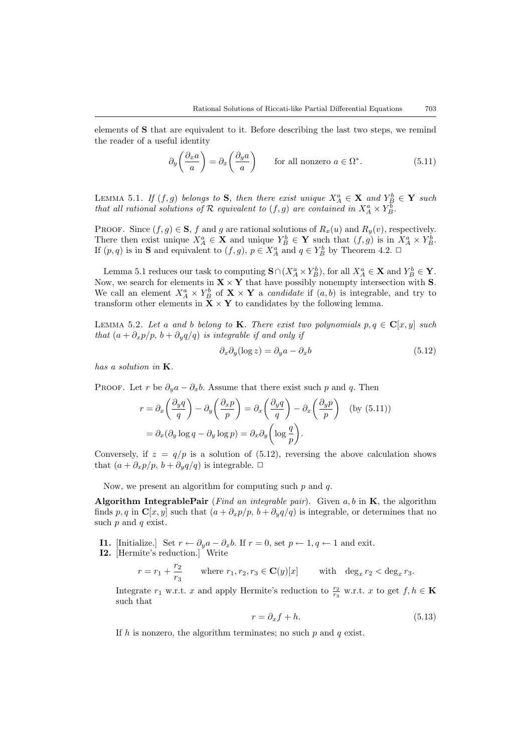elements of $\mathbf{S}$ that are equivalent to it. Before describing the last two steps, we remind the reader of a useful identity

$$\partial_y\left(\frac{\partial_x a}{a}\right) = \partial_x\left(\frac{\partial_y a}{a}\right) \qquad \text{for all nonzero } a \in \Omega^*. \tag{5.11}$$

Lemma 5.1. *If $(f,g)$ belongs to $\mathbf{S}$, then there exist unique $X_A^a \in \mathbf{X}$ and $Y_B^b \in \mathbf{Y}$ such that all rational solutions of $\mathcal{R}$ equivalent to $(f,g)$ are contained in $X_A^a \times Y_B^b$.*

Proof. Since $(f,g) \in \mathbf{S}$, $f$ and $g$ are rational solutions of $R_x(u)$ and $R_y(v)$, respectively. There then exist unique $X_A^a \in \mathbf{X}$ and unique $Y_B^b \in \mathbf{Y}$ such that $(f,g)$ is in $X_A^a \times Y_B^b$. If $(p,q)$ is in $\mathbf{S}$ and equivalent to $(f,g)$, $p \in X_A^a$ and $q \in Y_B^b$ by Theorem 4.2. $\square$

Lemma 5.1 reduces our task to computing $\mathbf{S} \cap (X_A^a \times Y_B^b)$, for all $X_A^a \in \mathbf{X}$ and $Y_B^b \in \mathbf{Y}$. Now, we search for elements in $\mathbf{X} \times \mathbf{Y}$ that have possibly nonempty intersection with $\mathbf{S}$. We call an element $X_A^a \times Y_B^b$ of $\mathbf{X} \times \mathbf{Y}$ a *candidate* if $(a,b)$ is integrable, and try to transform other elements in $\mathbf{X} \times \mathbf{Y}$ to candidates by the following lemma.

Lemma 5.2. *Let $a$ and $b$ belong to $\mathbf{K}$. There exist two polynomials $p, q \in \mathbf{C}[x,y]$ such that $(a + \partial_x p/p,\ b + \partial_y q/q)$ is integrable if and only if*

$$\partial_x \partial_y (\log z) = \partial_y a - \partial_x b \tag{5.12}$$

*has a solution in $\mathbf{K}$.*

Proof. Let $r$ be $\partial_y a - \partial_x b$. Assume that there exist such $p$ and $q$. Then

$$\begin{aligned} r &= \partial_x\left(\frac{\partial_y q}{q}\right) - \partial_y\left(\frac{\partial_x p}{p}\right) = \partial_x\left(\frac{\partial_y q}{q}\right) - \partial_x\left(\frac{\partial_y p}{p}\right) \quad \text{(by (5.11))} \\ &= \partial_x(\partial_y \log q - \partial_y \log p) = \partial_x \partial_y\left(\log \frac{q}{p}\right). \end{aligned}$$

Conversely, if $z = q/p$ is a solution of (5.12), reversing the above calculation shows that $(a + \partial_x p/p,\ b + \partial_y q/q)$ is integrable. $\square$

Now, we present an algorithm for computing such $p$ and $q$.

**Algorithm IntegrablePair** (*Find an integrable pair*). Given $a, b$ in $\mathbf{K}$, the algorithm finds $p, q$ in $\mathbf{C}[x,y]$ such that $(a + \partial_x p/p,\ b + \partial_y q/q)$ is integrable, or determines that no such $p$ and $q$ exist.

**I1.** [Initialize.] Set $r \leftarrow \partial_y a - \partial_x b$. If $r = 0$, set $p \leftarrow 1, q \leftarrow 1$ and exit.

**I2.** [Hermite's reduction.] Write

$$r = r_1 + \frac{r_2}{r_3} \qquad \text{where } r_1, r_2, r_3 \in \mathbf{C}(y)[x] \qquad \text{with} \quad \deg_x r_2 < \deg_x r_3.$$

Integrate $r_1$ w.r.t. $x$ and apply Hermite's reduction to $\frac{r_2}{r_3}$ w.r.t. $x$ to get $f, h \in \mathbf{K}$ such that

$$r = \partial_x f + h. \tag{5.13}$$

If $h$ is nonzero, the algorithm terminates; no such $p$ and $q$ exist.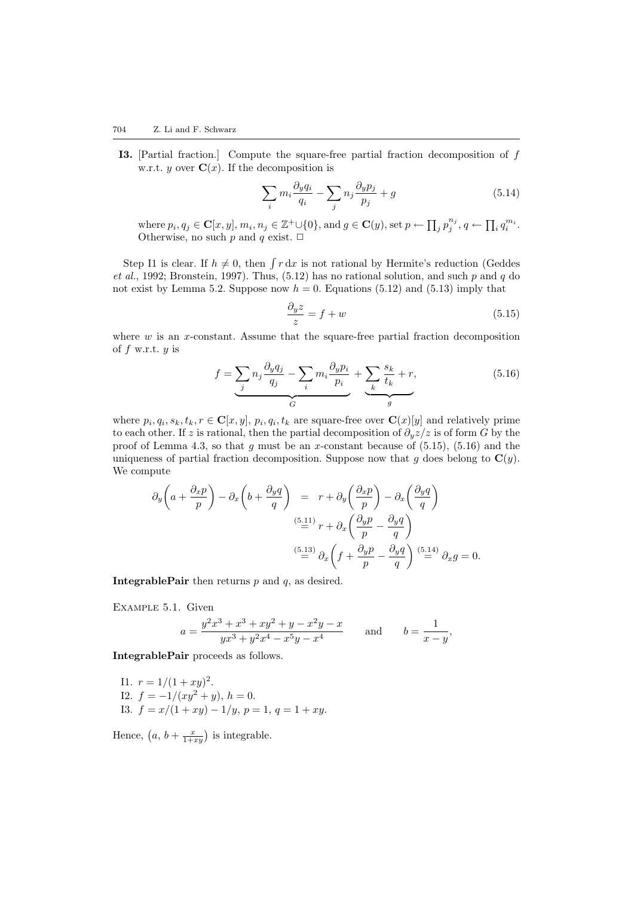**I3.** [Partial fraction.] Compute the square-free partial fraction decomposition of $f$ w.r.t. $y$ over $\mathbf{C}(x)$. If the decomposition is

$$\sum_i m_i \frac{\partial_y q_i}{q_i} - \sum_j n_j \frac{\partial_y p_j}{p_j} + g \tag{5.14}$$

where $p_i, q_j \in \mathbf{C}[x, y]$, $m_i, n_j \in \mathbb{Z}^+ \cup \{0\}$, and $g \in \mathbf{C}(y)$, set $p \leftarrow \prod_j p_j^{n_j}$, $q \leftarrow \prod_i q_i^{m_i}$. Otherwise, no such $p$ and $q$ exist. $\Box$

Step I1 is clear. If $h \neq 0$, then $\int r \, \mathrm{d}x$ is not rational by Hermite's reduction (Geddes *et al.*, 1992; Bronstein, 1997). Thus, (5.12) has no rational solution, and such $p$ and $q$ do not exist by Lemma 5.2. Suppose now $h = 0$. Equations (5.12) and (5.13) imply that

$$\frac{\partial_y z}{z} = f + w \tag{5.15}$$

where $w$ is an $x$-constant. Assume that the square-free partial fraction decomposition of $f$ w.r.t. $y$ is

$$f = \underbrace{\sum_j n_j \frac{\partial_y q_j}{q_j} - \sum_i m_i \frac{\partial_y p_i}{p_i}}_{G} + \underbrace{\sum_k \frac{s_k}{t_k} + r}_{g}, \tag{5.16}$$

where $p_i, q_i, s_k, t_k, r \in \mathbf{C}[x, y]$, $p_i, q_i, t_k$ are square-free over $\mathbf{C}(x)[y]$ and relatively prime to each other. If $z$ is rational, then the partial decomposition of $\partial_y z/z$ is of form $G$ by the proof of Lemma 4.3, so that $g$ must be an $x$-constant because of (5.15), (5.16) and the uniqueness of partial fraction decomposition. Suppose now that $g$ does belong to $\mathbf{C}(y)$. We compute

$$\begin{aligned}
\partial_y\left(a + \frac{\partial_x p}{p}\right) - \partial_x\left(b + \frac{\partial_y q}{q}\right) &= r + \partial_y\left(\frac{\partial_x p}{p}\right) - \partial_x\left(\frac{\partial_y q}{q}\right) \\
&\overset{(5.11)}{=} r + \partial_x\left(\frac{\partial_y p}{p} - \frac{\partial_y q}{q}\right) \\
&\overset{(5.13)}{=} \partial_x\left(f + \frac{\partial_y p}{p} - \frac{\partial_y q}{q}\right) \overset{(5.14)}{=} \partial_x g = 0.
\end{aligned}$$

**IntegrablePair** then returns $p$ and $q$, as desired.

Example 5.1. Given

$$a = \frac{y^2x^3 + x^3 + xy^2 + y - x^2y - x}{yx^3 + y^2x^4 - x^5y - x^4} \qquad \text{and} \qquad b = \frac{1}{x - y},$$

**IntegrablePair** proceeds as follows.

I1. $r = 1/(1 + xy)^2$.
I2. $f = -1/(xy^2 + y)$, $h = 0$.
I3. $f = x/(1 + xy) - 1/y$, $p = 1$, $q = 1 + xy$.

Hence, $\left(a, \, b + \frac{x}{1+xy}\right)$ is integrable.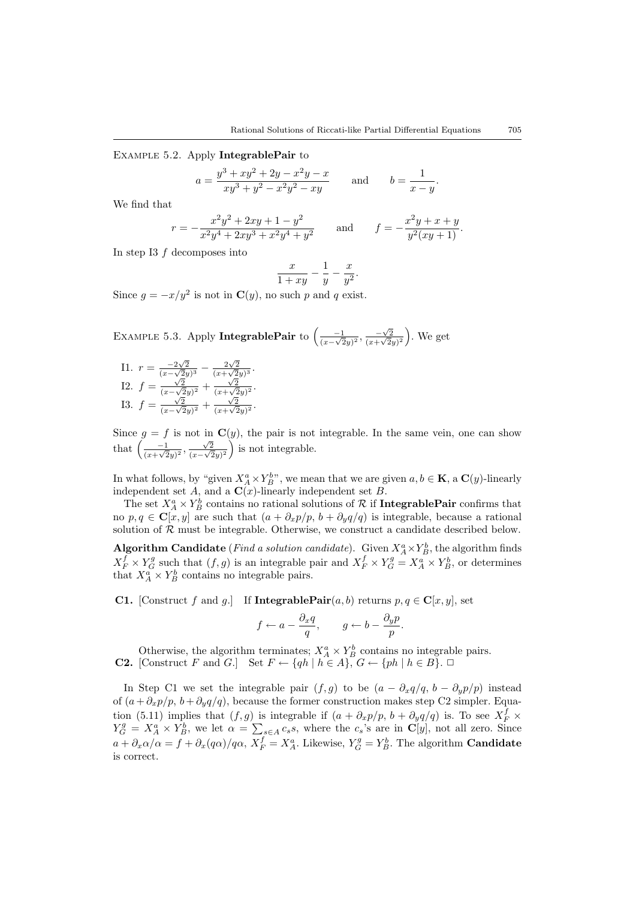Example 5.2. Apply **IntegrablePair** to

$$a = \frac{y^3 + xy^2 + 2y - x^2y - x}{xy^3 + y^2 - x^2y^2 - xy} \qquad \text{and} \qquad b = \frac{1}{x-y}.$$

We find that

$$r = -\frac{x^2y^2 + 2xy + 1 - y^2}{x^2y^4 + 2xy^3 + x^2y^4 + y^2} \qquad \text{and} \qquad f = -\frac{x^2y + x + y}{y^2(xy+1)}.$$

In step I3 $f$ decomposes into

$$\frac{x}{1+xy} - \frac{1}{y} - \frac{x}{y^2}.$$

Since $g = -x/y^2$ is not in $\mathbf{C}(y)$, no such $p$ and $q$ exist.

Example 5.3. Apply **IntegrablePair** to $\left(\frac{-1}{(x-\sqrt{2}y)^2}, \frac{-\sqrt{2}}{(x+\sqrt{2}y)^2}\right)$. We get

I1. $r = \frac{-2\sqrt{2}}{(x-\sqrt{2}y)^3} - \frac{2\sqrt{2}}{(x+\sqrt{2}y)^3}$.
I2. $f = \frac{\sqrt{2}}{(x-\sqrt{2}y)^2} + \frac{\sqrt{2}}{(x+\sqrt{2}y)^2}$.
I3. $f = \frac{\sqrt{2}}{(x-\sqrt{2}y)^2} + \frac{\sqrt{2}}{(x+\sqrt{2}y)^2}$.

Since $g = f$ is not in $\mathbf{C}(y)$, the pair is not integrable. In the same vein, one can show that $\left(\frac{-1}{(x+\sqrt{2}y)^2}, \frac{\sqrt{2}}{(x-\sqrt{2}y)^2}\right)$ is not integrable.

In what follows, by "given $X_A^a \times Y_B^b$", we mean that we are given $a, b \in \mathbf{K}$, a $\mathbf{C}(y)$-linearly independent set $A$, and a $\mathbf{C}(x)$-linearly independent set $B$.

The set $X_A^a \times Y_B^b$ contains no rational solutions of $\mathcal{R}$ if **IntegrablePair** confirms that no $p, q \in \mathbf{C}[x, y]$ are such that $(a + \partial_x p/p,\, b + \partial_y q/q)$ is integrable, because a rational solution of $\mathcal{R}$ must be integrable. Otherwise, we construct a candidate described below.

**Algorithm Candidate** (*Find a solution candidate*). Given $X_A^a \times Y_B^b$, the algorithm finds $X_F^f \times Y_G^g$ such that $(f, g)$ is an integrable pair and $X_F^f \times Y_G^g = X_A^a \times Y_B^b$, or determines that $X_A^a \times Y_B^b$ contains no integrable pairs.

**C1.** [Construct $f$ and $g$.] If **IntegrablePair**$(a, b)$ returns $p, q \in \mathbf{C}[x, y]$, set

$$f \leftarrow a - \frac{\partial_x q}{q}, \qquad g \leftarrow b - \frac{\partial_y p}{p}.$$

Otherwise, the algorithm terminates; $X_A^a \times Y_B^b$ contains no integrable pairs.

**C2.** [Construct $F$ and $G$.] Set $F \leftarrow \{qh \mid h \in A\}$, $G \leftarrow \{ph \mid h \in B\}$. □

In Step C1 we set the integrable pair $(f, g)$ to be $(a - \partial_x q/q,\, b - \partial_y p/p)$ instead of $(a + \partial_x p/p,\, b + \partial_y q/q)$, because the former construction makes step C2 simpler. Equation (5.11) implies that $(f, g)$ is integrable if $(a + \partial_x p/p,\, b + \partial_y q/q)$ is. To see $X_F^f \times Y_G^g = X_A^a \times Y_B^b$, we let $\alpha = \sum_{s \in A} c_s s$, where the $c_s$'s are in $\mathbf{C}[y]$, not all zero. Since $a + \partial_x \alpha/\alpha = f + \partial_x(q\alpha)/q\alpha$, $X_F^f = X_A^a$. Likewise, $Y_G^g = Y_B^b$. The algorithm **Candidate** is correct.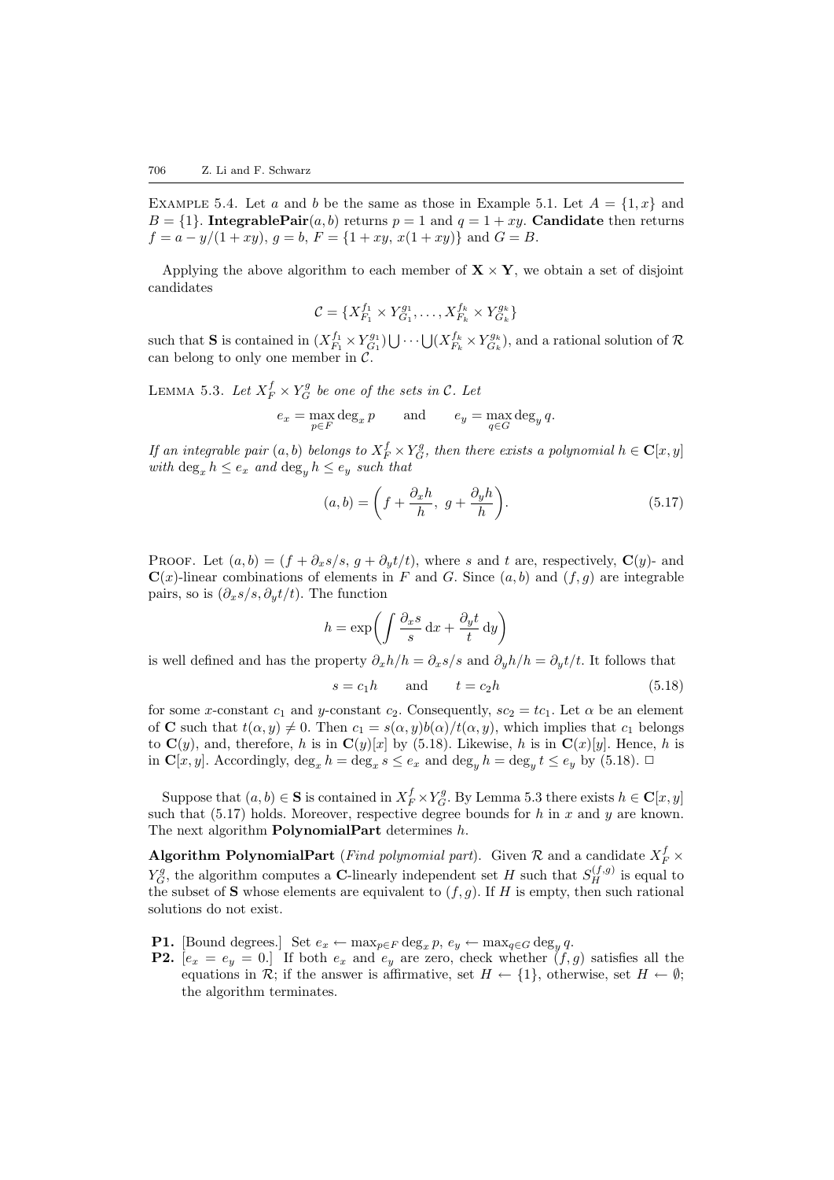Example 5.4. Let $a$ and $b$ be the same as those in Example 5.1. Let $A = \{1, x\}$ and $B = \{1\}$. **IntegrablePair**$(a, b)$ returns $p = 1$ and $q = 1 + xy$. **Candidate** then returns $f = a - y/(1 + xy)$, $g = b$, $F = \{1 + xy,\, x(1 + xy)\}$ and $G = B$.

Applying the above algorithm to each member of $\mathbf{X} \times \mathbf{Y}$, we obtain a set of disjoint candidates

$$\mathcal{C} = \{X_{F_1}^{f_1} \times Y_{G_1}^{g_1}, \ldots, X_{F_k}^{f_k} \times Y_{G_k}^{g_k}\}$$

such that $\mathbf{S}$ is contained in $(X_{F_1}^{f_1} \times Y_{G_1}^{g_1}) \bigcup \cdots \bigcup (X_{F_k}^{f_k} \times Y_{G_k}^{g_k})$, and a rational solution of $\mathcal{R}$ can belong to only one member in $\mathcal{C}$.

Lemma 5.3. *Let $X_F^f \times Y_G^g$ be one of the sets in $\mathcal{C}$. Let*

$$e_x = \max_{p \in F} \deg_x p \qquad \text{and} \qquad e_y = \max_{q \in G} \deg_y q.$$

*If an integrable pair $(a, b)$ belongs to $X_F^f \times Y_G^g$, then there exists a polynomial $h \in \mathbf{C}[x, y]$ with $\deg_x h \leq e_x$ and $\deg_y h \leq e_y$ such that*

$$(a, b) = \left( f + \frac{\partial_x h}{h},\ g + \frac{\partial_y h}{h} \right). \tag{5.17}$$

Proof. Let $(a, b) = (f + \partial_x s/s,\ g + \partial_y t/t)$, where $s$ and $t$ are, respectively, $\mathbf{C}(y)$- and $\mathbf{C}(x)$-linear combinations of elements in $F$ and $G$. Since $(a, b)$ and $(f, g)$ are integrable pairs, so is $(\partial_x s/s, \partial_y t/t)$. The function

$$h = \exp\left( \int \frac{\partial_x s}{s}\, \mathrm{d}x + \frac{\partial_y t}{t}\, \mathrm{d}y \right)$$

is well defined and has the property $\partial_x h/h = \partial_x s/s$ and $\partial_y h/h = \partial_y t/t$. It follows that

$$s = c_1 h \qquad \text{and} \qquad t = c_2 h \tag{5.18}$$

for some $x$-constant $c_1$ and $y$-constant $c_2$. Consequently, $sc_2 = tc_1$. Let $\alpha$ be an element of $\mathbf{C}$ such that $t(\alpha, y) \neq 0$. Then $c_1 = s(\alpha, y)b(\alpha)/t(\alpha, y)$, which implies that $c_1$ belongs to $\mathbf{C}(y)$, and, therefore, $h$ is in $\mathbf{C}(y)[x]$ by (5.18). Likewise, $h$ is in $\mathbf{C}(x)[y]$. Hence, $h$ is in $\mathbf{C}[x, y]$. Accordingly, $\deg_x h = \deg_x s \leq e_x$ and $\deg_y h = \deg_y t \leq e_y$ by (5.18). $\square$

Suppose that $(a, b) \in \mathbf{S}$ is contained in $X_F^f \times Y_G^g$. By Lemma 5.3 there exists $h \in \mathbf{C}[x, y]$ such that (5.17) holds. Moreover, respective degree bounds for $h$ in $x$ and $y$ are known. The next algorithm **PolynomialPart** determines $h$.

**Algorithm PolynomialPart** (*Find polynomial part*). Given $\mathcal{R}$ and a candidate $X_F^f \times Y_G^g$, the algorithm computes a $\mathbf{C}$-linearly independent set $H$ such that $S_H^{(f,g)}$ is equal to the subset of $\mathbf{S}$ whose elements are equivalent to $(f, g)$. If $H$ is empty, then such rational solutions do not exist.

- **P1.** [Bound degrees.] Set $e_x \leftarrow \max_{p \in F} \deg_x p$, $e_y \leftarrow \max_{q \in G} \deg_y q$.
- **P2.** [$e_x = e_y = 0$.] If both $e_x$ and $e_y$ are zero, check whether $(f, g)$ satisfies all the equations in $\mathcal{R}$; if the answer is affirmative, set $H \leftarrow \{1\}$, otherwise, set $H \leftarrow \emptyset$; the algorithm terminates.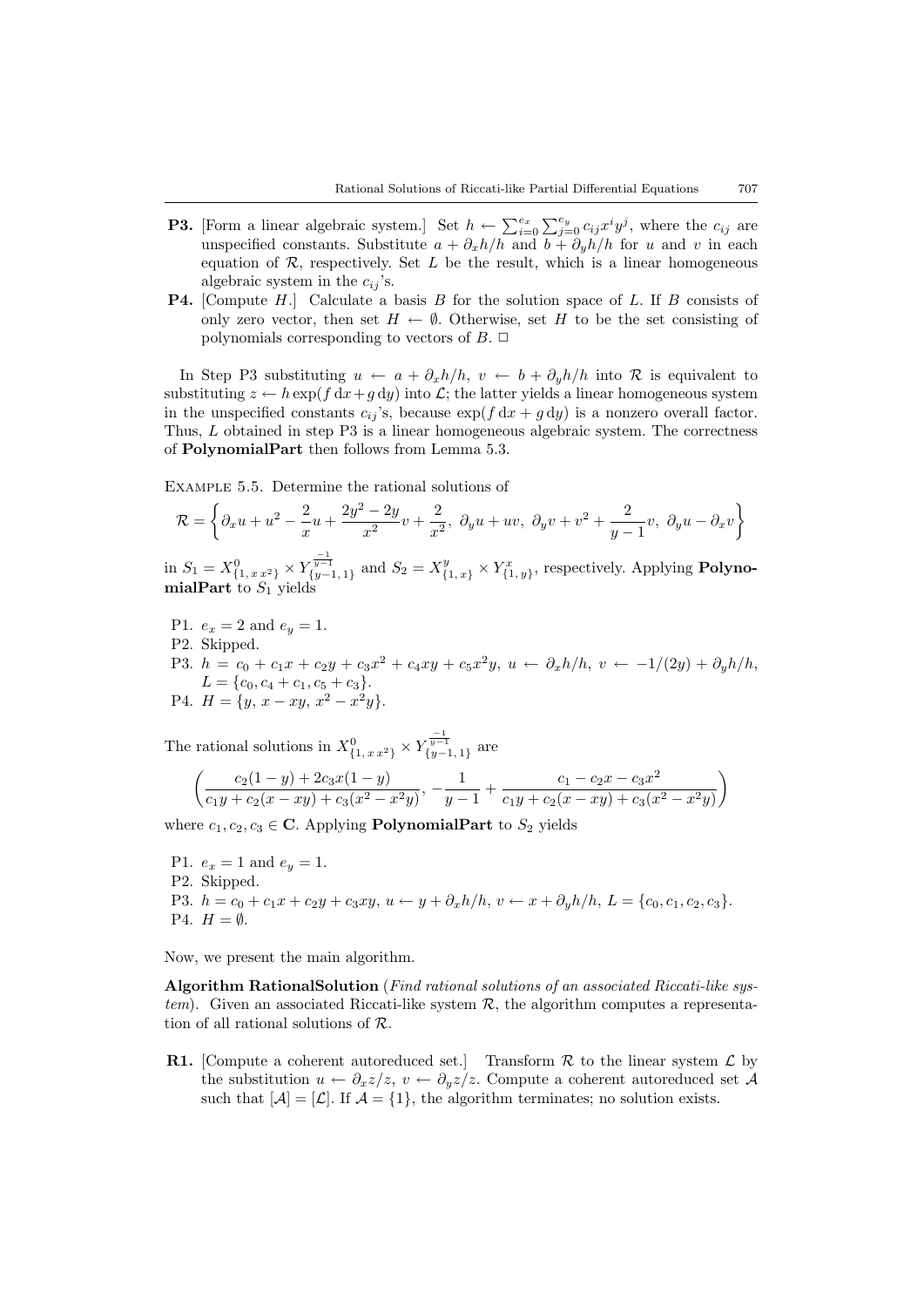- **P3.** [Form a linear algebraic system.] Set $h \leftarrow \sum_{i=0}^{e_x} \sum_{j=0}^{e_y} c_{ij} x^i y^j$, where the $c_{ij}$ are unspecified constants. Substitute $a + \partial_x h/h$ and $b + \partial_y h/h$ for $u$ and $v$ in each equation of $\mathcal{R}$, respectively. Set $L$ be the result, which is a linear homogeneous algebraic system in the $c_{ij}$'s.
- **P4.** [Compute $H$.] Calculate a basis $B$ for the solution space of $L$. If $B$ consists of only zero vector, then set $H \leftarrow \emptyset$. Otherwise, set $H$ to be the set consisting of polynomials corresponding to vectors of $B$. $\Box$

In Step P3 substituting $u \leftarrow a + \partial_x h/h$, $v \leftarrow b + \partial_y h/h$ into $\mathcal{R}$ is equivalent to substituting $z \leftarrow h \exp(f\,\mathrm{d}x + g\,\mathrm{d}y)$ into $\mathcal{L}$; the latter yields a linear homogeneous system in the unspecified constants $c_{ij}$'s, because $\exp(f\,\mathrm{d}x + g\,\mathrm{d}y)$ is a nonzero overall factor. Thus, $L$ obtained in step P3 is a linear homogeneous algebraic system. The correctness of **PolynomialPart** then follows from Lemma 5.3.

Example 5.5. Determine the rational solutions of

$$\mathcal{R} = \left\{ \partial_x u + u^2 - \frac{2}{x}u + \frac{2y^2 - 2y}{x^2}v + \frac{2}{x^2},\ \partial_y u + uv,\ \partial_y v + v^2 + \frac{2}{y-1}v,\ \partial_y u - \partial_x v \right\}$$

in $S_1 = X^0_{\{1,\, x\, x^2\}} \times Y^{\frac{-1}{y-1}}_{\{y-1,\, 1\}}$ and $S_2 = X^y_{\{1,\, x\}} \times Y^x_{\{1,\, y\}}$, respectively. Applying **PolynomialPart** to $S_1$ yields

- P1. $e_x = 2$ and $e_y = 1$.
- P2. Skipped.
- P3. $h = c_0 + c_1 x + c_2 y + c_3 x^2 + c_4 xy + c_5 x^2 y$, $u \leftarrow \partial_x h/h$, $v \leftarrow -1/(2y) + \partial_y h/h$, $L = \{c_0, c_4 + c_1, c_5 + c_3\}$.
- P4. $H = \{y,\ x - xy,\ x^2 - x^2 y\}$.

The rational solutions in $X^0_{\{1,\, x\, x^2\}} \times Y^{\frac{-1}{y-1}}_{\{y-1,\, 1\}}$ are

$$\left( \frac{c_2(1-y) + 2c_3 x(1-y)}{c_1 y + c_2(x - xy) + c_3(x^2 - x^2 y)},\ -\frac{1}{y-1} + \frac{c_1 - c_2 x - c_3 x^2}{c_1 y + c_2(x - xy) + c_3(x^2 - x^2 y)} \right)$$

where $c_1, c_2, c_3 \in \mathbf{C}$. Applying **PolynomialPart** to $S_2$ yields

- P1. $e_x = 1$ and $e_y = 1$.
- P2. Skipped.
- P3. $h = c_0 + c_1 x + c_2 y + c_3 xy$, $u \leftarrow y + \partial_x h/h$, $v \leftarrow x + \partial_y h/h$, $L = \{c_0, c_1, c_2, c_3\}$.
- P4. $H = \emptyset$.

Now, we present the main algorithm.

**Algorithm RationalSolution** (*Find rational solutions of an associated Riccati-like system*). Given an associated Riccati-like system $\mathcal{R}$, the algorithm computes a representation of all rational solutions of $\mathcal{R}$.

- **R1.** [Compute a coherent autoreduced set.] Transform $\mathcal{R}$ to the linear system $\mathcal{L}$ by the substitution $u \leftarrow \partial_x z/z$, $v \leftarrow \partial_y z/z$. Compute a coherent autoreduced set $\mathcal{A}$ such that $[\mathcal{A}] = [\mathcal{L}]$. If $\mathcal{A} = \{1\}$, the algorithm terminates; no solution exists.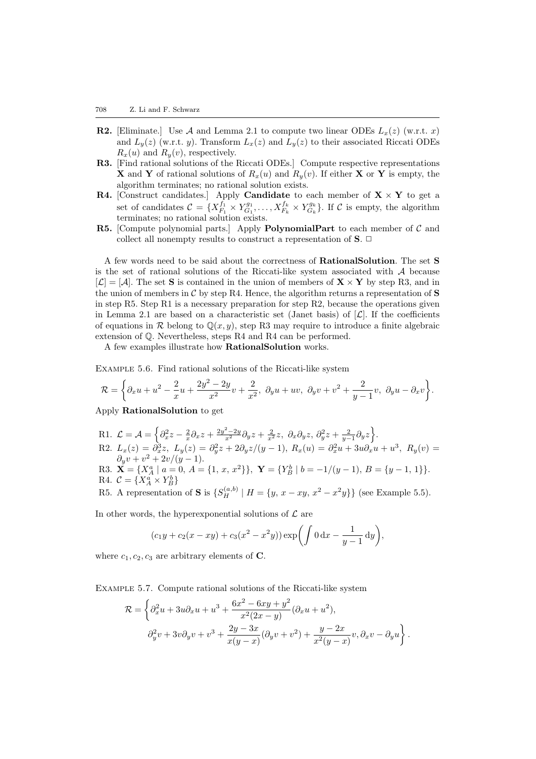**R2.** [Eliminate.] Use $\mathcal{A}$ and Lemma 2.1 to compute two linear ODEs $L_x(z)$ (w.r.t. $x$) and $L_y(z)$ (w.r.t. $y$). Transform $L_x(z)$ and $L_y(z)$ to their associated Riccati ODEs $R_x(u)$ and $R_y(v)$, respectively.

**R3.** [Find rational solutions of the Riccati ODEs.] Compute respective representations $\mathbf{X}$ and $\mathbf{Y}$ of rational solutions of $R_x(u)$ and $R_y(v)$. If either $\mathbf{X}$ or $\mathbf{Y}$ is empty, the algorithm terminates; no rational solution exists.

**R4.** [Construct candidates.] Apply **Candidate** to each member of $\mathbf{X} \times \mathbf{Y}$ to get a set of candidates $\mathcal{C} = \{X_{F_1}^{f_1} \times Y_{G_1}^{g_1}, \ldots, X_{F_k}^{f_k} \times Y_{G_k}^{g_k}\}$. If $\mathcal{C}$ is empty, the algorithm terminates; no rational solution exists.

**R5.** [Compute polynomial parts.] Apply **PolynomialPart** to each member of $\mathcal{C}$ and collect all nonempty results to construct a representation of $\mathbf{S}$. □

A few words need to be said about the correctness of **RationalSolution**. The set $\mathbf{S}$ is the set of rational solutions of the Riccati-like system associated with $\mathcal{A}$ because $[\mathcal{L}] = [\mathcal{A}]$. The set $\mathbf{S}$ is contained in the union of members of $\mathbf{X} \times \mathbf{Y}$ by step R3, and in the union of members in $\mathcal{C}$ by step R4. Hence, the algorithm returns a representation of $\mathbf{S}$ in step R5. Step R1 is a necessary preparation for step R2, because the operations given in Lemma 2.1 are based on a characteristic set (Janet basis) of $[\mathcal{L}]$. If the coefficients of equations in $\mathcal{R}$ belong to $\mathbb{Q}(x, y)$, step R3 may require to introduce a finite algebraic extension of $\mathbb{Q}$. Nevertheless, steps R4 and R4 can be performed.

A few examples illustrate how **RationalSolution** works.

Example 5.6. Find rational solutions of the Riccati-like system

$$\mathcal{R} = \left\{ \partial_x u + u^2 - \frac{2}{x} u + \frac{2y^2 - 2y}{x^2} v + \frac{2}{x^2},\ \partial_y u + uv,\ \partial_y v + v^2 + \frac{2}{y-1} v,\ \partial_y u - \partial_x v \right\}.$$

Apply **RationalSolution** to get

R1. $\mathcal{L} = \mathcal{A} = \left\{ \partial_x^2 z - \frac{2}{x}\partial_x z + \frac{2y^2-2y}{x^2}\partial_y z + \frac{2}{x^2} z,\ \partial_x \partial_y z,\ \partial_y^2 z + \frac{2}{y-1}\partial_y z \right\}$.

R2. $L_x(z) = \partial_x^3 z,\ L_y(z) = \partial_y^2 z + 2\partial_y z/(y-1),\ R_x(u) = \partial_x^2 u + 3u\partial_x u + u^3,\ R_y(v) = \partial_y v + v^2 + 2v/(y-1)$.

R3. $\mathbf{X} = \{X_A^a \mid a = 0,\ A = \{1,\ x,\ x^2\}\},\ \mathbf{Y} = \{Y_B^b \mid b = -1/(y-1),\ B = \{y-1,\ 1\}\}$.

R4. $\mathcal{C} = \{X_A^a \times Y_B^b\}$

R5. A representation of $\mathbf{S}$ is $\{S_H^{(a,b)} \mid H = \{y,\ x - xy,\ x^2 - x^2 y\}\}$ (see Example 5.5).

In other words, the hyperexponential solutions of $\mathcal{L}$ are

$$(c_1 y + c_2(x - xy) + c_3(x^2 - x^2 y)) \exp\left( \int 0 \, \mathrm{d}x - \frac{1}{y-1} \, \mathrm{d}y \right),$$

where $c_1, c_2, c_3$ are arbitrary elements of $\mathbf{C}$.

Example 5.7. Compute rational solutions of the Riccati-like system

$$\mathcal{R} = \left\{ \partial_x^2 u + 3u\partial_x u + u^3 + \frac{6x^2 - 6xy + y^2}{x^2(2x - y)}(\partial_x u + u^2), \right.$$
$$\left. \partial_y^2 v + 3v\partial_y v + v^3 + \frac{2y - 3x}{x(y - x)}(\partial_y v + v^2) + \frac{y - 2x}{x^2(y - x)} v, \partial_x v - \partial_y u \right\}.$$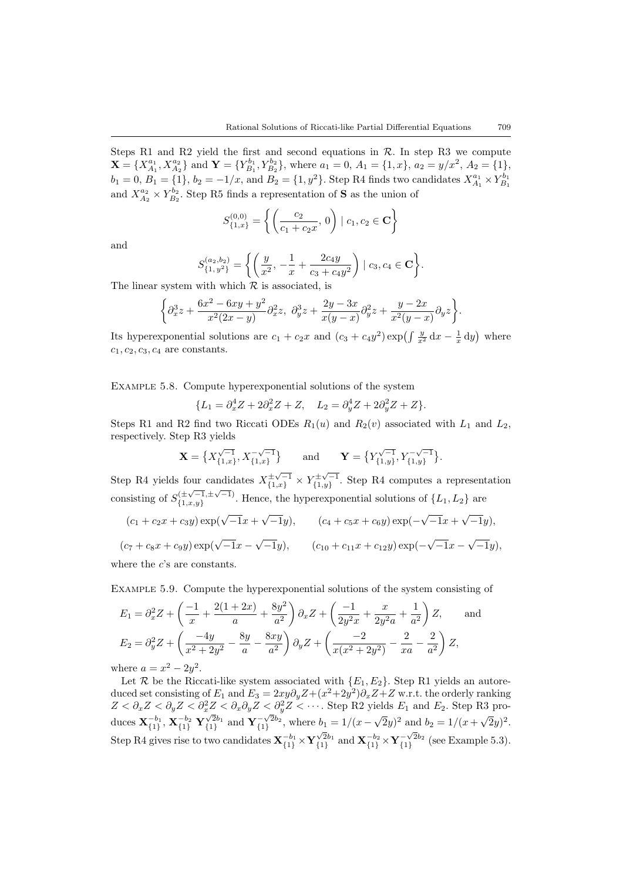Steps R1 and R2 yield the first and second equations in $\mathcal{R}$. In step R3 we compute $\mathbf{X} = \{X_{A_1}^{a_1}, X_{A_2}^{a_2}\}$ and $\mathbf{Y} = \{Y_{B_1}^{b_1}, Y_{B_2}^{b_2}\}$, where $a_1 = 0$, $A_1 = \{1, x\}$, $a_2 = y/x^2$, $A_2 = \{1\}$, $b_1 = 0$, $B_1 = \{1\}$, $b_2 = -1/x$, and $B_2 = \{1, y^2\}$. Step R4 finds two candidates $X_{A_1}^{a_1} \times Y_{B_1}^{b_1}$ and $X_{A_2}^{a_2} \times Y_{B_2}^{b_2}$. Step R5 finds a representation of $\mathbf{S}$ as the union of

$$S_{\{1,x\}}^{(0,0)} = \left\{ \left( \frac{c_2}{c_1 + c_2 x}, 0 \right) \mid c_1, c_2 \in \mathbf{C} \right\}$$

and

$$S_{\{1,\, y^2\}}^{(a_2,b_2)} = \left\{ \left( \frac{y}{x^2}, -\frac{1}{x} + \frac{2c_4 y}{c_3 + c_4 y^2} \right) \mid c_3, c_4 \in \mathbf{C} \right\}.$$

The linear system with which $\mathcal{R}$ is associated, is

$$\left\{ \partial_x^3 z + \frac{6x^2 - 6xy + y^2}{x^2(2x - y)} \partial_x^2 z,\ \partial_y^3 z + \frac{2y - 3x}{x(y - x)} \partial_y^2 z + \frac{y - 2x}{x^2(y - x)} \partial_y z \right\}.$$

Its hyperexponential solutions are $c_1 + c_2 x$ and $(c_3 + c_4 y^2) \exp\left(\int \frac{y}{x^2}\, \mathrm{d}x - \frac{1}{x}\, \mathrm{d}y\right)$ where $c_1, c_2, c_3, c_4$ are constants.

Example 5.8. Compute hyperexponential solutions of the system

$$\{L_1 = \partial_x^4 Z + 2\partial_x^2 Z + Z, \quad L_2 = \partial_y^4 Z + 2\partial_y^2 Z + Z\}.$$

Steps R1 and R2 find two Riccati ODEs $R_1(u)$ and $R_2(v)$ associated with $L_1$ and $L_2$, respectively. Step R3 yields

$$\mathbf{X} = \left\{ X_{\{1,x\}}^{\sqrt{-1}}, X_{\{1,x\}}^{-\sqrt{-1}} \right\} \qquad \text{and} \qquad \mathbf{Y} = \left\{ Y_{\{1,y\}}^{\sqrt{-1}}, Y_{\{1,y\}}^{-\sqrt{-1}} \right\}.$$

Step R4 yields four candidates $X_{\{1,x\}}^{\pm\sqrt{-1}} \times Y_{\{1,y\}}^{\pm\sqrt{-1}}$. Step R4 computes a representation consisting of $S_{\{1,x,y\}}^{(\pm\sqrt{-1}, \pm\sqrt{-1})}$. Hence, the hyperexponential solutions of $\{L_1, L_2\}$ are

$$(c_1 + c_2 x + c_3 y) \exp(\sqrt{-1}x + \sqrt{-1}y), \qquad (c_4 + c_5 x + c_6 y) \exp(-\sqrt{-1}x + \sqrt{-1}y),$$

$$(c_7 + c_8 x + c_9 y) \exp(\sqrt{-1}x - \sqrt{-1}y), \qquad (c_{10} + c_{11} x + c_{12} y) \exp(-\sqrt{-1}x - \sqrt{-1}y),$$

where the $c$'s are constants.

Example 5.9. Compute the hyperexponential solutions of the system consisting of

$$E_1 = \partial_x^2 Z + \left( \frac{-1}{x} + \frac{2(1 + 2x)}{a} + \frac{8y^2}{a^2} \right) \partial_x Z + \left( \frac{-1}{2y^2 x} + \frac{x}{2y^2 a} + \frac{1}{a^2} \right) Z, \qquad \text{and}$$

$$E_2 = \partial_y^2 Z + \left( \frac{-4y}{x^2 + 2y^2} - \frac{8y}{a} - \frac{8xy}{a^2} \right) \partial_y Z + \left( \frac{-2}{x(x^2 + 2y^2)} - \frac{2}{xa} - \frac{2}{a^2} \right) Z,$$

where $a = x^2 - 2y^2$.

Let $\mathcal{R}$ be the Riccati-like system associated with $\{E_1, E_2\}$. Step R1 yields an autoreduced set consisting of $E_1$ and $E_3 = 2xy\partial_y Z + (x^2 + 2y^2)\partial_x Z + Z$ w.r.t. the orderly ranking $Z < \partial_x Z < \partial_y Z < \partial_x^2 Z < \partial_x \partial_y Z < \partial_y^2 Z < \cdots$. Step R2 yields $E_1$ and $E_2$. Step R3 produces $\mathbf{X}_{\{1\}}^{-b_1}$, $\mathbf{X}_{\{1\}}^{-b_2}$ $\mathbf{Y}_{\{1\}}^{\sqrt{2}b_1}$ and $\mathbf{Y}_{\{1\}}^{-\sqrt{2}b_2}$, where $b_1 = 1/(x - \sqrt{2}y)^2$ and $b_2 = 1/(x + \sqrt{2}y)^2$. Step R4 gives rise to two candidates $\mathbf{X}_{\{1\}}^{-b_1} \times \mathbf{Y}_{\{1\}}^{\sqrt{2}b_1}$ and $\mathbf{X}_{\{1\}}^{-b_2} \times \mathbf{Y}_{\{1\}}^{-\sqrt{2}b_2}$ (see Example 5.3).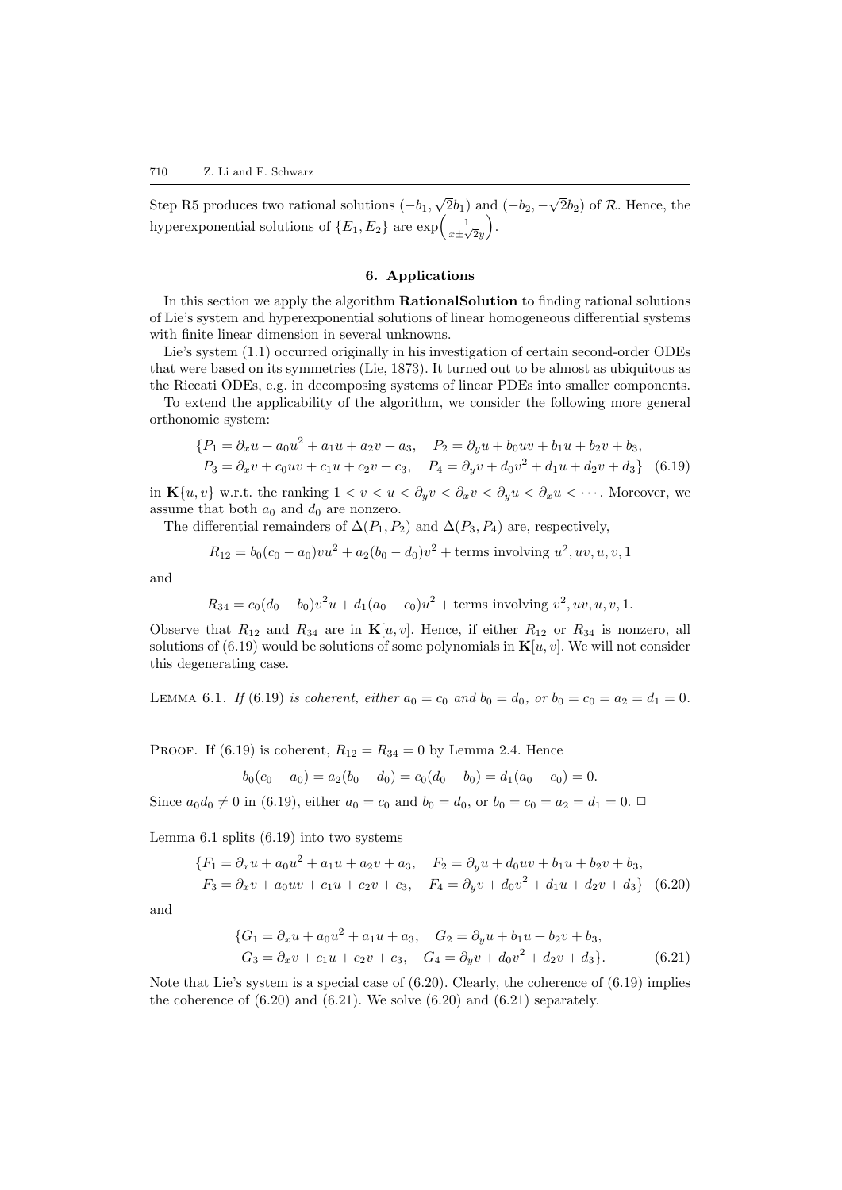Step R5 produces two rational solutions $(-b_1, \sqrt{2}b_1)$ and $(-b_2, -\sqrt{2}b_2)$ of $\mathcal{R}$. Hence, the hyperexponential solutions of $\{E_1, E_2\}$ are $\exp\Big(\frac{1}{x \pm \sqrt{2}y}\Big)$.

## 6. Applications

In this section we apply the algorithm **RationalSolution** to finding rational solutions of Lie's system and hyperexponential solutions of linear homogeneous differential systems with finite linear dimension in several unknowns.

Lie's system (1.1) occurred originally in his investigation of certain second-order ODEs that were based on its symmetries (Lie, 1873). It turned out to be almost as ubiquitous as the Riccati ODEs, e.g. in decomposing systems of linear PDEs into smaller components.

To extend the applicability of the algorithm, we consider the following more general orthonomic system:

$$\begin{aligned}\{P_1 &= \partial_x u + a_0 u^2 + a_1 u + a_2 v + a_3, \quad P_2 = \partial_y u + b_0 uv + b_1 u + b_2 v + b_3,\\ P_3 &= \partial_x v + c_0 uv + c_1 u + c_2 v + c_3, \quad P_4 = \partial_y v + d_0 v^2 + d_1 u + d_2 v + d_3\} \quad (6.19)\end{aligned}$$

in $\mathbf{K}\{u, v\}$ w.r.t. the ranking $1 < v < u < \partial_y v < \partial_x v < \partial_y u < \partial_x u < \cdots$. Moreover, we assume that both $a_0$ and $d_0$ are nonzero.

The differential remainders of $\Delta(P_1, P_2)$ and $\Delta(P_3, P_4)$ are, respectively,

$$R_{12} = b_0(c_0 - a_0)vu^2 + a_2(b_0 - d_0)v^2 + \text{terms involving } u^2, uv, u, v, 1$$

and

$$R_{34} = c_0(d_0 - b_0)v^2 u + d_1(a_0 - c_0)u^2 + \text{terms involving } v^2, uv, u, v, 1.$$

Observe that $R_{12}$ and $R_{34}$ are in $\mathbf{K}[u, v]$. Hence, if either $R_{12}$ or $R_{34}$ is nonzero, all solutions of (6.19) would be solutions of some polynomials in $\mathbf{K}[u, v]$. We will not consider this degenerating case.

Lemma 6.1. *If* (6.19) *is coherent, either* $a_0 = c_0$ *and* $b_0 = d_0$*, or* $b_0 = c_0 = a_2 = d_1 = 0$.

Proof. If (6.19) is coherent, $R_{12} = R_{34} = 0$ by Lemma 2.4. Hence

$$b_0(c_0 - a_0) = a_2(b_0 - d_0) = c_0(d_0 - b_0) = d_1(a_0 - c_0) = 0.$$

Since $a_0 d_0 \neq 0$ in (6.19), either $a_0 = c_0$ and $b_0 = d_0$, or $b_0 = c_0 = a_2 = d_1 = 0$. □

Lemma 6.1 splits (6.19) into two systems

$$\begin{aligned}\{F_1 &= \partial_x u + a_0 u^2 + a_1 u + a_2 v + a_3, \quad F_2 = \partial_y u + d_0 uv + b_1 u + b_2 v + b_3,\\ F_3 &= \partial_x v + a_0 uv + c_1 u + c_2 v + c_3, \quad F_4 = \partial_y v + d_0 v^2 + d_1 u + d_2 v + d_3\} \quad (6.20)\end{aligned}$$

and

$$\begin{aligned}\{G_1 &= \partial_x u + a_0 u^2 + a_1 u + a_3, \quad G_2 = \partial_y u + b_1 u + b_2 v + b_3,\\ G_3 &= \partial_x v + c_1 u + c_2 v + c_3, \quad G_4 = \partial_y v + d_0 v^2 + d_2 v + d_3\}. \quad (6.21)\end{aligned}$$

Note that Lie's system is a special case of (6.20). Clearly, the coherence of (6.19) implies the coherence of (6.20) and (6.21). We solve (6.20) and (6.21) separately.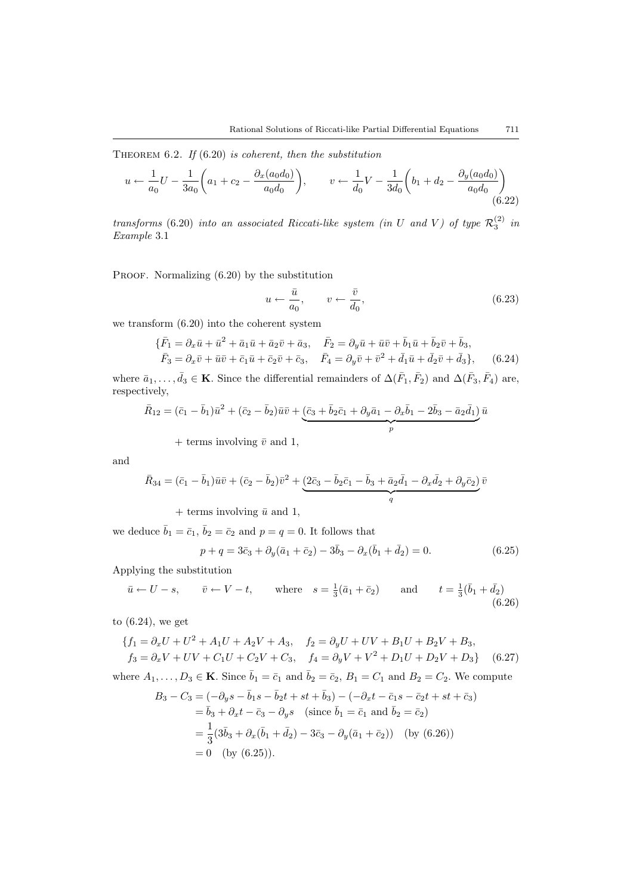THEOREM 6.2. *If* (6.20) *is coherent, then the substitution*

$$u \leftarrow \frac{1}{a_0}U - \frac{1}{3a_0}\left(a_1 + c_2 - \frac{\partial_x(a_0 d_0)}{a_0 d_0}\right), \qquad v \leftarrow \frac{1}{d_0}V - \frac{1}{3d_0}\left(b_1 + d_2 - \frac{\partial_y(a_0 d_0)}{a_0 d_0}\right) \tag{6.22}$$

*transforms* (6.20) *into an associated Riccati-like system (in $U$ and $V$) of type $\mathcal{R}_3^{(2)}$ in Example* 3.1

PROOF. Normalizing (6.20) by the substitution

$$u \leftarrow \frac{\bar{u}}{a_0}, \qquad v \leftarrow \frac{\bar{v}}{d_0}, \tag{6.23}$$

we transform (6.20) into the coherent system

$$\begin{aligned}\{\bar{F}_1 &= \partial_x \bar{u} + \bar{u}^2 + \bar{a}_1\bar{u} + \bar{a}_2\bar{v} + \bar{a}_3, \quad \bar{F}_2 = \partial_y \bar{u} + \bar{u}\bar{v} + \bar{b}_1\bar{u} + \bar{b}_2\bar{v} + \bar{b}_3,\\ \bar{F}_3 &= \partial_x \bar{v} + \bar{u}\bar{v} + \bar{c}_1\bar{u} + \bar{c}_2\bar{v} + \bar{c}_3, \quad \bar{F}_4 = \partial_y \bar{v} + \bar{v}^2 + \bar{d}_1\bar{u} + \bar{d}_2\bar{v} + \bar{d}_3\},\end{aligned} \tag{6.24}$$

where $\bar{a}_1, \ldots, \bar{d}_3 \in \mathbf{K}$. Since the differential remainders of $\Delta(\bar{F}_1, \bar{F}_2)$ and $\Delta(\bar{F}_3, \bar{F}_4)$ are, respectively,

$$\bar{R}_{12} = (\bar{c}_1 - \bar{b}_1)\bar{u}^2 + (\bar{c}_2 - \bar{b}_2)\bar{u}\bar{v} + \underbrace{(\bar{c}_3 + \bar{b}_2\bar{c}_1 + \partial_y\bar{a}_1 - \partial_x\bar{b}_1 - 2\bar{b}_3 - \bar{a}_2\bar{d}_1)}_{p}\,\bar{u}$$

$$+ \text{ terms involving } \bar{v} \text{ and } 1,$$

and

$$\bar{R}_{34} = (\bar{c}_1 - \bar{b}_1)\bar{u}\bar{v} + (\bar{c}_2 - \bar{b}_2)\bar{v}^2 + \underbrace{(2\bar{c}_3 - \bar{b}_2\bar{c}_1 - \bar{b}_3 + \bar{a}_2\bar{d}_1 - \partial_x\bar{d}_2 + \partial_y\bar{c}_2)}_{q}\,\bar{v}$$

$$+ \text{ terms involving } \bar{u} \text{ and } 1,$$

we deduce $\bar{b}_1 = \bar{c}_1$, $\bar{b}_2 = \bar{c}_2$ and $p = q = 0$. It follows that

$$p + q = 3\bar{c}_3 + \partial_y(\bar{a}_1 + \bar{c}_2) - 3\bar{b}_3 - \partial_x(\bar{b}_1 + \bar{d}_2) = 0. \tag{6.25}$$

Applying the substitution

$$\bar{u} \leftarrow U - s, \qquad \bar{v} \leftarrow V - t, \qquad \text{where} \quad s = \tfrac{1}{3}(\bar{a}_1 + \bar{c}_2) \qquad \text{and} \qquad t = \tfrac{1}{3}(\bar{b}_1 + \bar{d}_2) \tag{6.26}$$

to (6.24), we get

$$\begin{aligned}\{f_1 &= \partial_x U + U^2 + A_1 U + A_2 V + A_3, \quad f_2 = \partial_y U + UV + B_1 U + B_2 V + B_3,\\ f_3 &= \partial_x V + UV + C_1 U + C_2 V + C_3, \quad f_4 = \partial_y V + V^2 + D_1 U + D_2 V + D_3\}\end{aligned} \tag{6.27}$$

where $A_1, \ldots, D_3 \in \mathbf{K}$. Since $\bar{b}_1 = \bar{c}_1$ and $\bar{b}_2 = \bar{c}_2$, $B_1 = C_1$ and $B_2 = C_2$. We compute

$$\begin{aligned}B_3 - C_3 &= (-\partial_y s - \bar{b}_1 s - \bar{b}_2 t + st + \bar{b}_3) - (-\partial_x t - \bar{c}_1 s - \bar{c}_2 t + st + \bar{c}_3)\\ &= \bar{b}_3 + \partial_x t - \bar{c}_3 - \partial_y s \quad (\text{since } \bar{b}_1 = \bar{c}_1 \text{ and } \bar{b}_2 = \bar{c}_2)\\ &= \frac{1}{3}(3\bar{b}_3 + \partial_x(\bar{b}_1 + \bar{d}_2) - 3\bar{c}_3 - \partial_y(\bar{a}_1 + \bar{c}_2)) \quad (\text{by (6.26)})\\ &= 0 \quad (\text{by (6.25)}).\end{aligned}$$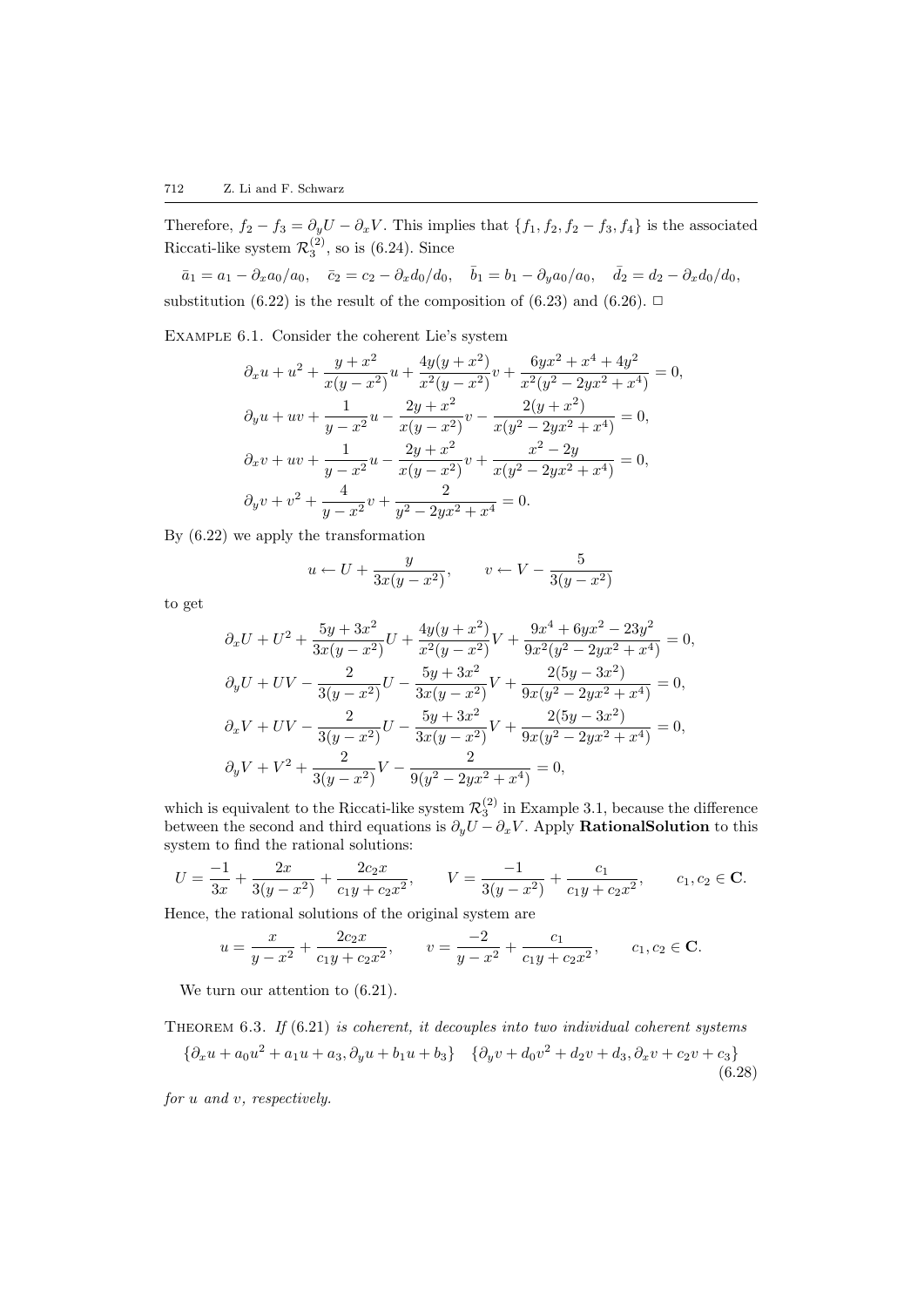Therefore, $f_2 - f_3 = \partial_y U - \partial_x V$. This implies that $\{f_1, f_2, f_2 - f_3, f_4\}$ is the associated Riccati-like system $\mathcal{R}_3^{(2)}$, so is (6.24). Since

$$\bar{a}_1 = a_1 - \partial_x a_0/a_0, \quad \bar{c}_2 = c_2 - \partial_x d_0/d_0, \quad \bar{b}_1 = b_1 - \partial_y a_0/a_0, \quad \bar{d}_2 = d_2 - \partial_x d_0/d_0,$$

substitution (6.22) is the result of the composition of (6.23) and (6.26). $\Box$

Example 6.1. Consider the coherent Lie's system

$$\partial_x u + u^2 + \frac{y + x^2}{x(y - x^2)} u + \frac{4y(y + x^2)}{x^2(y - x^2)} v + \frac{6yx^2 + x^4 + 4y^2}{x^2(y^2 - 2yx^2 + x^4)} = 0,$$

$$\partial_y u + uv + \frac{1}{y - x^2} u - \frac{2y + x^2}{x(y - x^2)} v - \frac{2(y + x^2)}{x(y^2 - 2yx^2 + x^4)} = 0,$$

$$\partial_x v + uv + \frac{1}{y - x^2} u - \frac{2y + x^2}{x(y - x^2)} v + \frac{x^2 - 2y}{x(y^2 - 2yx^2 + x^4)} = 0,$$

$$\partial_y v + v^2 + \frac{4}{y - x^2} v + \frac{2}{y^2 - 2yx^2 + x^4} = 0.$$

By (6.22) we apply the transformation

$$u \leftarrow U + \frac{y}{3x(y - x^2)}, \qquad v \leftarrow V - \frac{5}{3(y - x^2)}$$

to get

$$\partial_x U + U^2 + \frac{5y + 3x^2}{3x(y - x^2)} U + \frac{4y(y + x^2)}{x^2(y - x^2)} V + \frac{9x^4 + 6yx^2 - 23y^2}{9x^2(y^2 - 2yx^2 + x^4)} = 0,$$

$$\partial_y U + UV - \frac{2}{3(y - x^2)} U - \frac{5y + 3x^2}{3x(y - x^2)} V + \frac{2(5y - 3x^2)}{9x(y^2 - 2yx^2 + x^4)} = 0,$$

$$\partial_x V + UV - \frac{2}{3(y - x^2)} U - \frac{5y + 3x^2}{3x(y - x^2)} V + \frac{2(5y - 3x^2)}{9x(y^2 - 2yx^2 + x^4)} = 0,$$

$$\partial_y V + V^2 + \frac{2}{3(y - x^2)} V - \frac{2}{9(y^2 - 2yx^2 + x^4)} = 0,$$

which is equivalent to the Riccati-like system $\mathcal{R}_3^{(2)}$ in Example 3.1, because the difference between the second and third equations is $\partial_y U - \partial_x V$. Apply **RationalSolution** to this system to find the rational solutions:

$$U = \frac{-1}{3x} + \frac{2x}{3(y - x^2)} + \frac{2c_2 x}{c_1 y + c_2 x^2}, \qquad V = \frac{-1}{3(y - x^2)} + \frac{c_1}{c_1 y + c_2 x^2}, \qquad c_1, c_2 \in \mathbf{C}.$$

Hence, the rational solutions of the original system are

$$u = \frac{x}{y - x^2} + \frac{2c_2 x}{c_1 y + c_2 x^2}, \qquad v = \frac{-2}{y - x^2} + \frac{c_1}{c_1 y + c_2 x^2}, \qquad c_1, c_2 \in \mathbf{C}.$$

We turn our attention to (6.21).

Theorem 6.3. *If (6.21) is coherent, it decouples into two individual coherent systems*

$$\{\partial_x u + a_0 u^2 + a_1 u + a_3, \partial_y u + b_1 u + b_3\} \quad \{\partial_y v + d_0 v^2 + d_2 v + d_3, \partial_x v + c_2 v + c_3\} \tag{6.28}$$

*for $u$ and $v$, respectively.*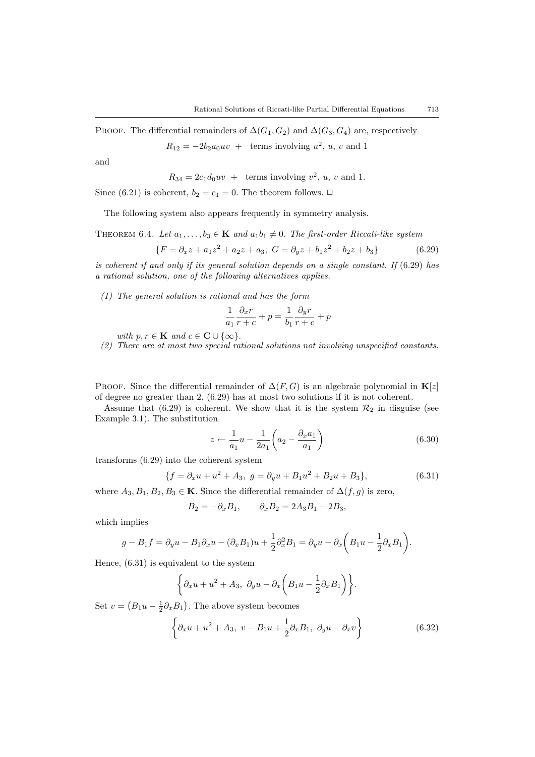Proof. The differential remainders of $\Delta(G_1, G_2)$ and $\Delta(G_3, G_4)$ are, respectively

$$R_{12} = -2b_2 a_0 uv \;+\; \text{ terms involving } u^2,\, u,\, v \text{ and } 1$$

and

$$R_{34} = 2c_1 d_0 uv \;+\; \text{ terms involving } v^2,\, u,\, v \text{ and } 1.$$

Since (6.21) is coherent, $b_2 = c_1 = 0$. The theorem follows. □

The following system also appears frequently in symmetry analysis.

Theorem 6.4. *Let $a_1, \ldots, b_3 \in \mathbf{K}$ and $a_1 b_1 \neq 0$. The first-order Riccati-like system*

$$\{F = \partial_x z + a_1 z^2 + a_2 z + a_3,\; G = \partial_y z + b_1 z^2 + b_2 z + b_3\} \tag{6.29}$$

*is coherent if and only if its general solution depends on a single constant. If (6.29) has a rational solution, one of the following alternatives applies.*

*(1) The general solution is rational and has the form*

$$\frac{1}{a_1}\frac{\partial_x r}{r + c} + p = \frac{1}{b_1}\frac{\partial_y r}{r + c} + p$$

*with $p, r \in \mathbf{K}$ and $c \in \mathbf{C} \cup \{\infty\}$.*

*(2) There are at most two special rational solutions not involving unspecified constants.*

Proof. Since the differential remainder of $\Delta(F, G)$ is an algebraic polynomial in $\mathbf{K}[z]$ of degree no greater than 2, (6.29) has at most two solutions if it is not coherent.

Assume that (6.29) is coherent. We show that it is the system $\mathcal{R}_2$ in disguise (see Example 3.1). The substitution

$$z \leftarrow \frac{1}{a_1}u - \frac{1}{2a_1}\left(a_2 - \frac{\partial_x a_1}{a_1}\right) \tag{6.30}$$

transforms (6.29) into the coherent system

$$\{f = \partial_x u + u^2 + A_3,\; g = \partial_y u + B_1 u^2 + B_2 u + B_3\}, \tag{6.31}$$

where $A_3, B_1, B_2, B_3 \in \mathbf{K}$. Since the differential remainder of $\Delta(f, g)$ is zero,

$$B_2 = -\partial_x B_1, \qquad \partial_x B_2 = 2A_3 B_1 - 2B_3,$$

which implies

$$g - B_1 f = \partial_y u - B_1 \partial_x u - (\partial_x B_1)u + \frac{1}{2}\partial_x^2 B_1 = \partial_y u - \partial_x\left(B_1 u - \frac{1}{2}\partial_x B_1\right).$$

Hence, (6.31) is equivalent to the system

$$\left\{\partial_x u + u^2 + A_3,\; \partial_y u - \partial_x\left(B_1 u - \frac{1}{2}\partial_x B_1\right)\right\}.$$

Set $v = \left(B_1 u - \frac{1}{2}\partial_x B_1\right)$. The above system becomes

$$\left\{\partial_x u + u^2 + A_3,\; v - B_1 u + \frac{1}{2}\partial_x B_1,\; \partial_y u - \partial_x v\right\} \tag{6.32}$$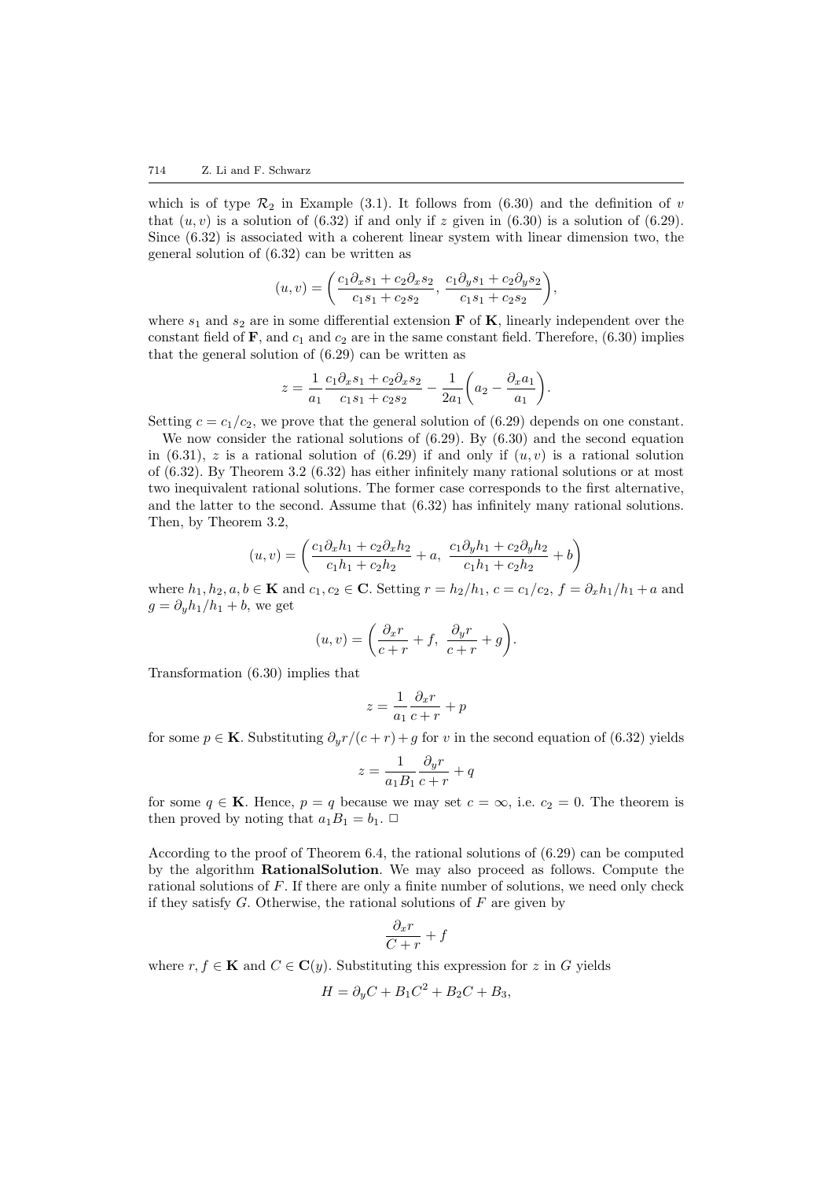which is of type $\mathcal{R}_2$ in Example (3.1). It follows from (6.30) and the definition of $v$ that $(u, v)$ is a solution of (6.32) if and only if $z$ given in (6.30) is a solution of (6.29). Since (6.32) is associated with a coherent linear system with linear dimension two, the general solution of (6.32) can be written as

$$(u, v) = \left( \frac{c_1 \partial_x s_1 + c_2 \partial_x s_2}{c_1 s_1 + c_2 s_2},\ \frac{c_1 \partial_y s_1 + c_2 \partial_y s_2}{c_1 s_1 + c_2 s_2} \right),$$

where $s_1$ and $s_2$ are in some differential extension $\mathbf{F}$ of $\mathbf{K}$, linearly independent over the constant field of $\mathbf{F}$, and $c_1$ and $c_2$ are in the same constant field. Therefore, (6.30) implies that the general solution of (6.29) can be written as

$$z = \frac{1}{a_1} \frac{c_1 \partial_x s_1 + c_2 \partial_x s_2}{c_1 s_1 + c_2 s_2} - \frac{1}{2a_1} \left( a_2 - \frac{\partial_x a_1}{a_1} \right).$$

Setting $c = c_1/c_2$, we prove that the general solution of (6.29) depends on one constant.

We now consider the rational solutions of (6.29). By (6.30) and the second equation in (6.31), $z$ is a rational solution of (6.29) if and only if $(u, v)$ is a rational solution of (6.32). By Theorem 3.2 (6.32) has either infinitely many rational solutions or at most two inequivalent rational solutions. The former case corresponds to the first alternative, and the latter to the second. Assume that (6.32) has infinitely many rational solutions. Then, by Theorem 3.2,

$$(u, v) = \left( \frac{c_1 \partial_x h_1 + c_2 \partial_x h_2}{c_1 h_1 + c_2 h_2} + a,\ \frac{c_1 \partial_y h_1 + c_2 \partial_y h_2}{c_1 h_1 + c_2 h_2} + b \right)$$

where $h_1, h_2, a, b \in \mathbf{K}$ and $c_1, c_2 \in \mathbf{C}$. Setting $r = h_2/h_1$, $c = c_1/c_2$, $f = \partial_x h_1/h_1 + a$ and $g = \partial_y h_1/h_1 + b$, we get

$$(u, v) = \left( \frac{\partial_x r}{c + r} + f,\ \frac{\partial_y r}{c + r} + g \right).$$

Transformation (6.30) implies that

$$z = \frac{1}{a_1} \frac{\partial_x r}{c + r} + p$$

for some $p \in \mathbf{K}$. Substituting $\partial_y r/(c + r) + g$ for $v$ in the second equation of (6.32) yields

$$z = \frac{1}{a_1 B_1} \frac{\partial_y r}{c + r} + q$$

for some $q \in \mathbf{K}$. Hence, $p = q$ because we may set $c = \infty$, i.e. $c_2 = 0$. The theorem is then proved by noting that $a_1 B_1 = b_1$. $\square$

According to the proof of Theorem 6.4, the rational solutions of (6.29) can be computed by the algorithm **RationalSolution**. We may also proceed as follows. Compute the rational solutions of $F$. If there are only a finite number of solutions, we need only check if they satisfy $G$. Otherwise, the rational solutions of $F$ are given by

$$\frac{\partial_x r}{C + r} + f$$

where $r, f \in \mathbf{K}$ and $C \in \mathbf{C}(y)$. Substituting this expression for $z$ in $G$ yields

$$H = \partial_y C + B_1 C^2 + B_2 C + B_3,$$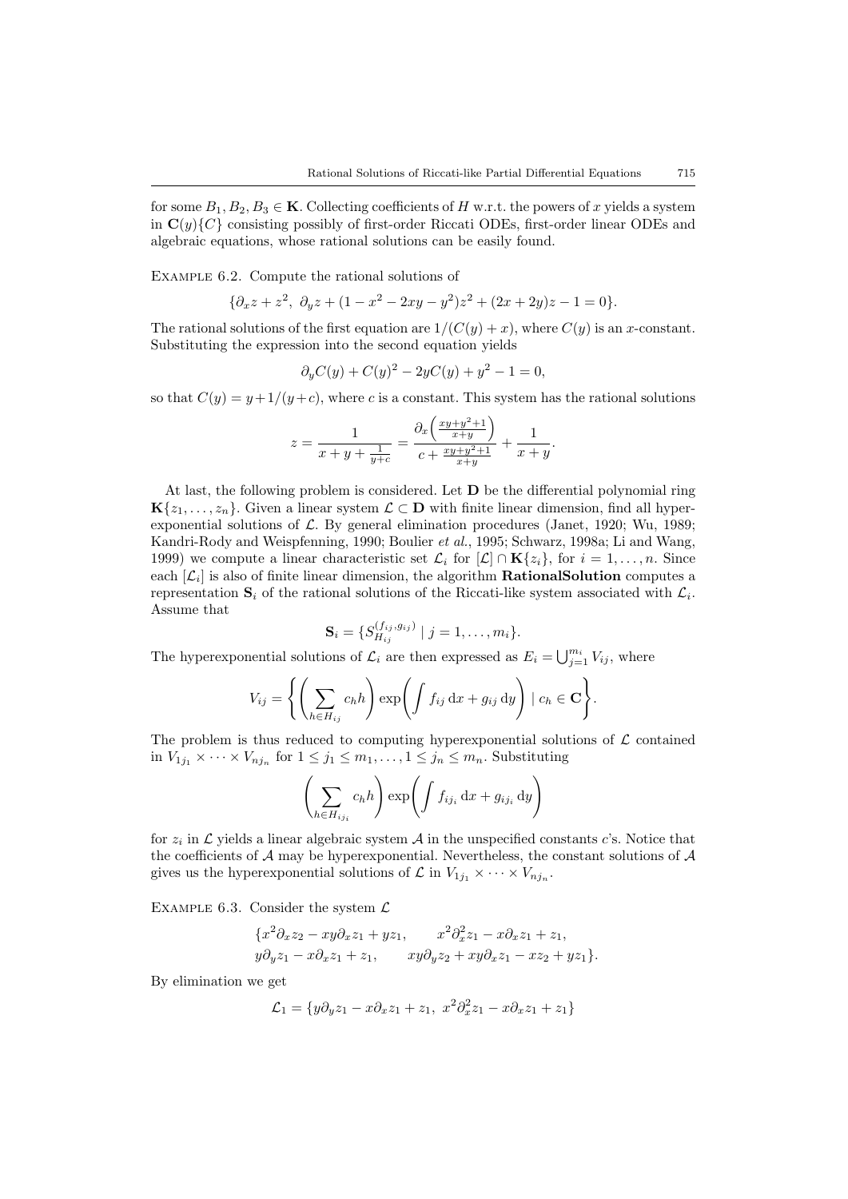for some $B_1, B_2, B_3 \in \mathbf{K}$. Collecting coefficients of $H$ w.r.t. the powers of $x$ yields a system in $\mathbf{C}(y)\{C\}$ consisting possibly of first-order Riccati ODEs, first-order linear ODEs and algebraic equations, whose rational solutions can be easily found.

Example 6.2. Compute the rational solutions of

$$\{\partial_x z + z^2,\ \partial_y z + (1 - x^2 - 2xy - y^2)z^2 + (2x + 2y)z - 1 = 0\}.$$

The rational solutions of the first equation are $1/(C(y) + x)$, where $C(y)$ is an $x$-constant. Substituting the expression into the second equation yields

$$\partial_y C(y) + C(y)^2 - 2yC(y) + y^2 - 1 = 0,$$

so that $C(y) = y + 1/(y + c)$, where $c$ is a constant. This system has the rational solutions

$$z = \frac{1}{x + y + \frac{1}{y+c}} = \frac{\partial_x\left(\frac{xy+y^2+1}{x+y}\right)}{c + \frac{xy+y^2+1}{x+y}} + \frac{1}{x+y}.$$

At last, the following problem is considered. Let $\mathbf{D}$ be the differential polynomial ring $\mathbf{K}\{z_1, \ldots, z_n\}$. Given a linear system $\mathcal{L} \subset \mathbf{D}$ with finite linear dimension, find all hyperexponential solutions of $\mathcal{L}$. By general elimination procedures (Janet, 1920; Wu, 1989; Kandri-Rody and Weispfenning, 1990; Boulier *et al.*, 1995; Schwarz, 1998a; Li and Wang, 1999) we compute a linear characteristic set $\mathcal{L}_i$ for $[\mathcal{L}] \cap \mathbf{K}\{z_i\}$, for $i = 1, \ldots, n$. Since each $[\mathcal{L}_i]$ is also of finite linear dimension, the algorithm **RationalSolution** computes a representation $\mathbf{S}_i$ of the rational solutions of the Riccati-like system associated with $\mathcal{L}_i$. Assume that

$$\mathbf{S}_i = \{S_{H_{ij}}^{(f_{ij}, g_{ij})} \mid j = 1, \ldots, m_i\}.$$

The hyperexponential solutions of $\mathcal{L}_i$ are then expressed as $E_i = \bigcup_{j=1}^{m_i} V_{ij}$, where

$$V_{ij} = \left\{ \left( \sum_{h \in H_{ij}} c_h h \right) \exp\left( \int f_{ij}\, \mathrm{d}x + g_{ij}\, \mathrm{d}y \right) \mid c_h \in \mathbf{C} \right\}.$$

The problem is thus reduced to computing hyperexponential solutions of $\mathcal{L}$ contained in $V_{1j_1} \times \cdots \times V_{nj_n}$ for $1 \le j_1 \le m_1, \ldots, 1 \le j_n \le m_n$. Substituting

$$\left( \sum_{h \in H_{ij_i}} c_h h \right) \exp\left( \int f_{ij_i}\, \mathrm{d}x + g_{ij_i}\, \mathrm{d}y \right)$$

for $z_i$ in $\mathcal{L}$ yields a linear algebraic system $\mathcal{A}$ in the unspecified constants $c$'s. Notice that the coefficients of $\mathcal{A}$ may be hyperexponential. Nevertheless, the constant solutions of $\mathcal{A}$ gives us the hyperexponential solutions of $\mathcal{L}$ in $V_{1j_1} \times \cdots \times V_{nj_n}$.

Example 6.3. Consider the system $\mathcal{L}$

$$\begin{aligned} \{&x^2\partial_x z_2 - xy\partial_x z_1 + yz_1, \qquad x^2\partial_x^2 z_1 - x\partial_x z_1 + z_1, \\ &y\partial_y z_1 - x\partial_x z_1 + z_1, \qquad xy\partial_y z_2 + xy\partial_x z_1 - xz_2 + yz_1\}. \end{aligned}$$

By elimination we get

$$\mathcal{L}_1 = \{y\partial_y z_1 - x\partial_x z_1 + z_1,\ x^2\partial_x^2 z_1 - x\partial_x z_1 + z_1\}$$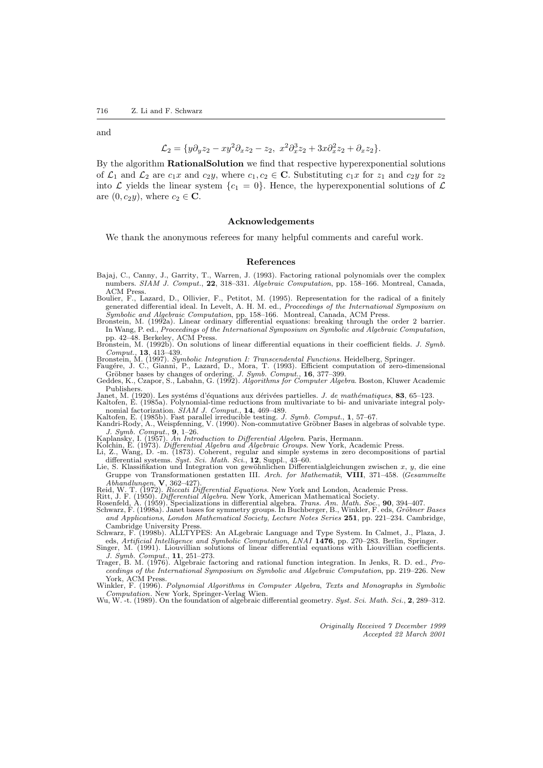and

$$\mathcal{L}_2 = \{y\partial_y z_2 - xy^2\partial_x z_2 - z_2,\ x^2\partial_x^3 z_2 + 3x\partial_x^2 z_2 + \partial_x z_2\}.$$

By the algorithm **RationalSolution** we find that respective hyperexponential solutions of $\mathcal{L}_1$ and $\mathcal{L}_2$ are $c_1 x$ and $c_2 y$, where $c_1, c_2 \in \mathbf{C}$. Substituting $c_1 x$ for $z_1$ and $c_2 y$ for $z_2$ into $\mathcal{L}$ yields the linear system $\{c_1 = 0\}$. Hence, the hyperexponential solutions of $\mathcal{L}$ are $(0, c_2 y)$, where $c_2 \in \mathbf{C}$.

## Acknowledgements

We thank the anonymous referees for many helpful comments and careful work.

## References

Bajaj, C., Canny, J., Garrity, T., Warren, J. (1993). Factoring rational polynomials over the complex numbers. *SIAM J. Comput.*, **22**, 318–331. *Algebraic Computation*, pp. 158–166. Montreal, Canada, ACM Press.

Boulier, F., Lazard, D., Ollivier, F., Petitot, M. (1995). Representation for the radical of a finitely generated differential ideal. In Levelt, A. H. M. ed., *Proceedings of the International Symposium on Symbolic and Algebraic Computation*, pp. 158–166. Montreal, Canada, ACM Press.

Bronstein, M. (1992a). Linear ordinary differential equations: breaking through the order 2 barrier. In Wang, P. ed., *Proceedings of the International Symposium on Symbolic and Algebraic Computation*, pp. 42–48. Berkeley, ACM Press.

Bronstein, M. (1992b). On solutions of linear differential equations in their coefficient fields. *J. Symb. Comput.*, **13**, 413–439.

Bronstein, M. (1997). *Symbolic Integration I: Transcendental Functions*. Heidelberg, Springer.

Faugére, J. C., Gianni, P., Lazard, D., Mora, T. (1993). Efficient computation of zero-dimensional Gröbner bases by changes of ordering. *J. Symb. Comput.*, **16**, 377–399.

Geddes, K., Czapor, S., Labahn, G. (1992). *Algorithms for Computer Algebra*. Boston, Kluwer Academic Publishers.

Janet, M. (1920). Les systéms d'équations aux dérivées partielles. *J. de mathématiques*, **83**, 65–123.

Kaltofen, E. (1985a). Polynomial-time reductions from multivariate to bi- and univariate integral polynomial factorization. *SIAM J. Comput.*, **14**, 469–489.

Kaltofen, E. (1985b). Fast parallel irreducible testing. *J. Symb. Comput.*, **1**, 57–67.

Kandri-Rody, A., Weispfenning, V. (1990). Non-commutative Gröbner Bases in algebras of solvable type. *J. Symb. Comput.*, **9**, 1–26.

Kaplansky, I. (1957). *An Introduction to Differential Algebra*. Paris, Hermann.

Kolchin, E. (1973). *Differential Algebra and Algebraic Groups*. New York, Academic Press.

Li, Z., Wang, D. -m. (1873). Coherent, regular and simple systems in zero decompositions of partial differential systems. *Syst. Sci. Math. Sci.*, **12**, Suppl., 43–60.

Lie, S. Klassifikation und Integration von gewöhnlichen Differentialgleichungen zwischen $x$, $y$, die eine Gruppe von Transformationen gestatten III. *Arch. for Mathematik*, **VIII**, 371–458. (*Gesammelte Abhandlungen*, **V**, 362–427).

Reid, W. T. (1972). *Riccati Differential Equations*. New York and London, Academic Press.

Ritt, J. F. (1950). *Differential Algebra*. New York, American Mathematical Society.

Rosenfeld, A. (1959). Specializations in differential algebra. *Trans. Am. Math. Soc.*, **90**, 394–407.

Schwarz, F. (1998a). Janet bases for symmetry groups. In Buchberger, B., Winkler, F. eds, *Gröbner Bases and Applications*, *London Mathematical Society*, *Lecture Notes Series* **251**, pp. 221–234. Cambridge, Cambridge University Press.

Schwarz, F. (1998b). ALLTYPES: An ALgebraic Language and Type System. In Calmet, J., Plaza, J. eds, *Artificial Intelligence and Symbolic Computation*, *LNAI* **1476**, pp. 270–283. Berlin, Springer.

Singer, M. (1991). Liouvillian solutions of linear differential equations with Liouvillian coefficients. *J. Symb. Comput.*, **11**, 251–273.

Trager, B. M. (1976). Algebraic factoring and rational function integration. In Jenks, R. D. ed., *Proceedings of the International Symposium on Symbolic and Algebraic Computation*, pp. 219–226. New York, ACM Press.

Winkler, F. (1996). *Polynomial Algorithms in Computer Algebra*, *Texts and Monographs in Symbolic Computation*. New York, Springer-Verlag Wien.

Wu, W. -t. (1989). On the foundation of algebraic differential geometry. *Syst. Sci. Math. Sci.*, **2**, 289–312.

*Originally Received 7 December 1999*
*Accepted 22 March 2001*